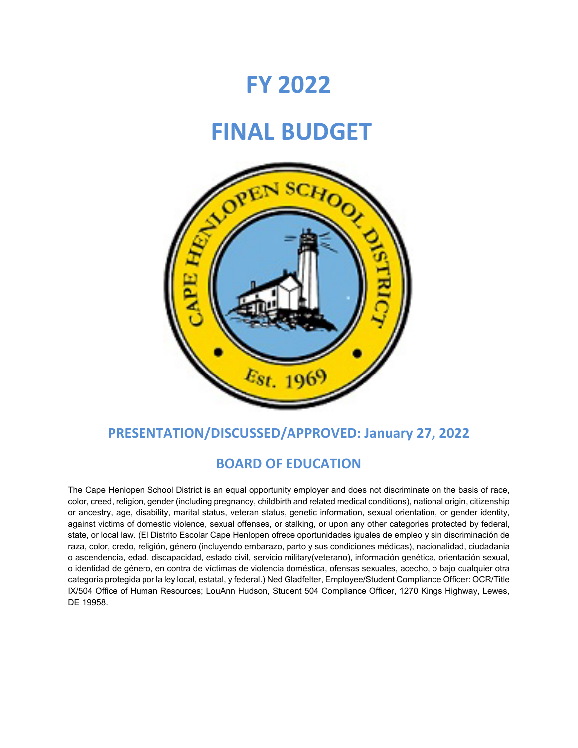# FY 2022

# FINAL BUDGET

## PRESENTATION/DISCUSSED/APPROVED: January 27, 2022

## BOARD OF EDUCATION

The Cape Henlopen School District is an equal opportunity employer and does not discriminate on the basis of race, color, creed, religion, gender (including pregnancy, childbirth and related medical conditions), national origin, citizenship or ancestry, age, disability, marital status, veteran status, genetic information, sexual orientation, or gender identity, against victims of domestic violence, sexual offenses, or stalking, or upon any other categories protected by federal, state, or local law. (El Distrito Escolar Cape Henlopen ofrece oportunidades iguales de empleo y sin discriminación de raza, color, credo, religión, género (incluyendo embarazo, parto y sus condiciones médicas), nacionalidad, ciudadania o ascendencia, edad, discapacidad, estado civil, servicio military(veterano), información genética, orientación sexual, o identidad de género, en contra de víctimas de violencia doméstica, ofensas sexuales, acecho, o bajo cualquier otra categoria protegida por la ley local, estatal, y federal.) Ned Gladfelter, Employee/Student Compliance Officer: OCR/Title IX/504 Office of Human Resources; LouAnn Hudson, Student 504 Compliance Officer, 1270 Kings Highway, Lewes, DE 19958.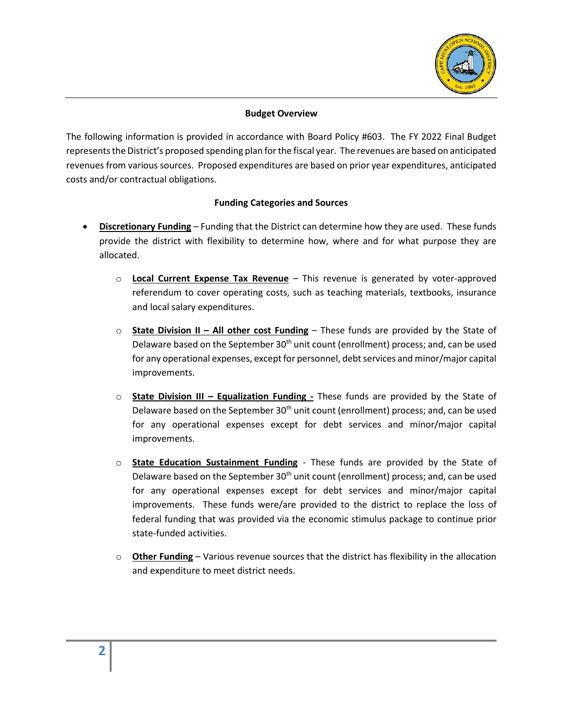## Budget Overview

The following information is provided in accordance with Board Policy #603. The FY 2022 Final Budget represents the District's proposed spending plan for the fiscal year. The revenues are based on anticipated revenues from various sources. Proposed expenditures are based on prior year expenditures, anticipated costs and/or contractual obligations.

## Funding Categories and Sources

- **Discretionary Funding** – Funding that the District can determine how they are used. These funds provide the district with flexibility to determine how, where and for what purpose they are allocated.
  - **Local Current Expense Tax Revenue** – This revenue is generated by voter-approved referendum to cover operating costs, such as teaching materials, textbooks, insurance and local salary expenditures.
  - **State Division II – All other cost Funding** – These funds are provided by the State of Delaware based on the September 30th unit count (enrollment) process; and, can be used for any operational expenses, except for personnel, debt services and minor/major capital improvements.
  - **State Division III – Equalization Funding -** These funds are provided by the State of Delaware based on the September 30th unit count (enrollment) process; and, can be used for any operational expenses except for debt services and minor/major capital improvements.
  - **State Education Sustainment Funding** - These funds are provided by the State of Delaware based on the September 30th unit count (enrollment) process; and, can be used for any operational expenses except for debt services and minor/major capital improvements. These funds were/are provided to the district to replace the loss of federal funding that was provided via the economic stimulus package to continue prior state-funded activities.
  - **Other Funding** – Various revenue sources that the district has flexibility in the allocation and expenditure to meet district needs.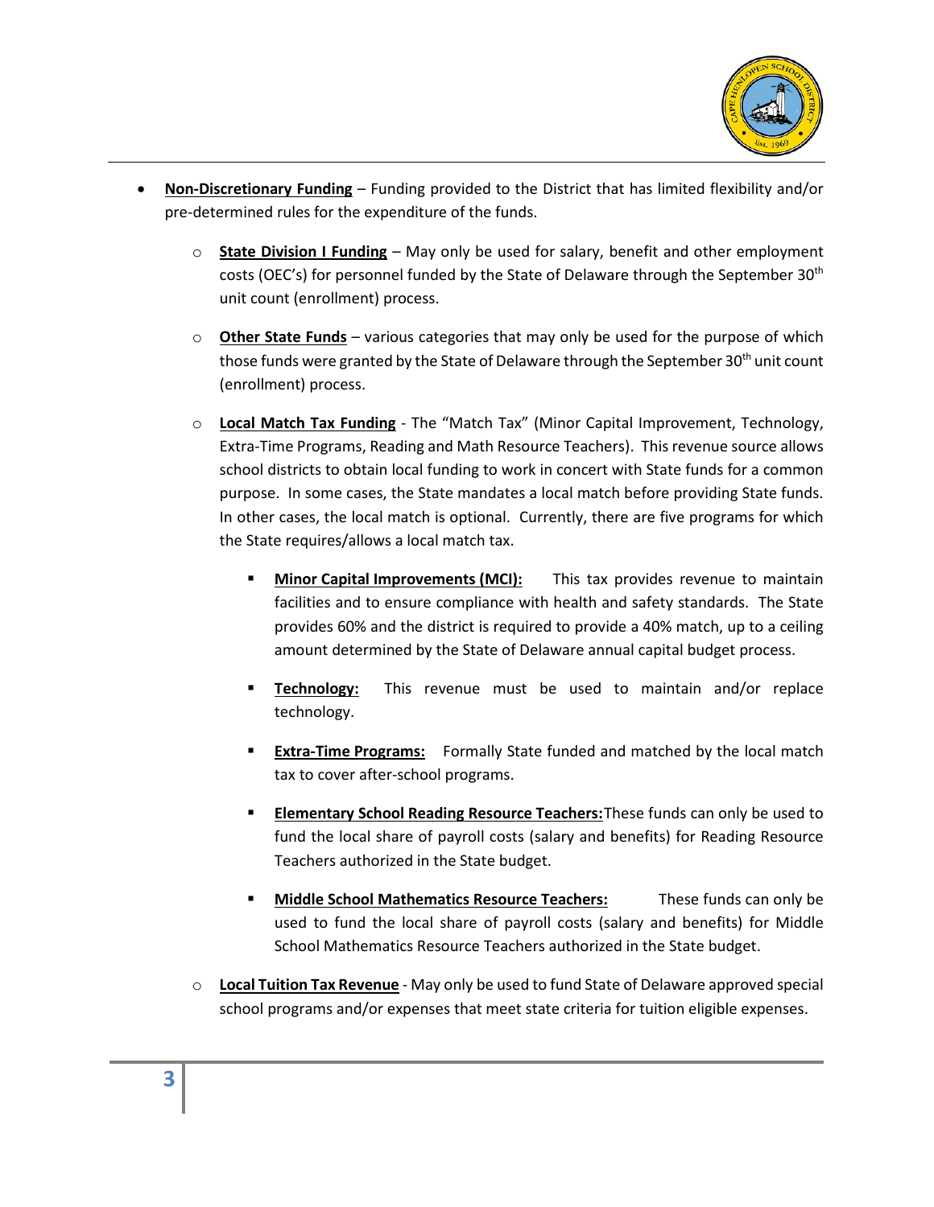- **Non-Discretionary Funding** – Funding provided to the District that has limited flexibility and/or pre-determined rules for the expenditure of the funds.
  - **State Division I Funding** – May only be used for salary, benefit and other employment costs (OEC's) for personnel funded by the State of Delaware through the September 30th unit count (enrollment) process.
  - **Other State Funds** – various categories that may only be used for the purpose of which those funds were granted by the State of Delaware through the September 30th unit count (enrollment) process.
  - **Local Match Tax Funding** - The "Match Tax" (Minor Capital Improvement, Technology, Extra-Time Programs, Reading and Math Resource Teachers). This revenue source allows school districts to obtain local funding to work in concert with State funds for a common purpose. In some cases, the State mandates a local match before providing State funds. In other cases, the local match is optional. Currently, there are five programs for which the State requires/allows a local match tax.
    - **Minor Capital Improvements (MCI):** This tax provides revenue to maintain facilities and to ensure compliance with health and safety standards. The State provides 60% and the district is required to provide a 40% match, up to a ceiling amount determined by the State of Delaware annual capital budget process.
    - **Technology:** This revenue must be used to maintain and/or replace technology.
    - **Extra-Time Programs:** Formally State funded and matched by the local match tax to cover after-school programs.
    - **Elementary School Reading Resource Teachers:** These funds can only be used to fund the local share of payroll costs (salary and benefits) for Reading Resource Teachers authorized in the State budget.
    - **Middle School Mathematics Resource Teachers:** These funds can only be used to fund the local share of payroll costs (salary and benefits) for Middle School Mathematics Resource Teachers authorized in the State budget.
  - **Local Tuition Tax Revenue** - May only be used to fund State of Delaware approved special school programs and/or expenses that meet state criteria for tuition eligible expenses.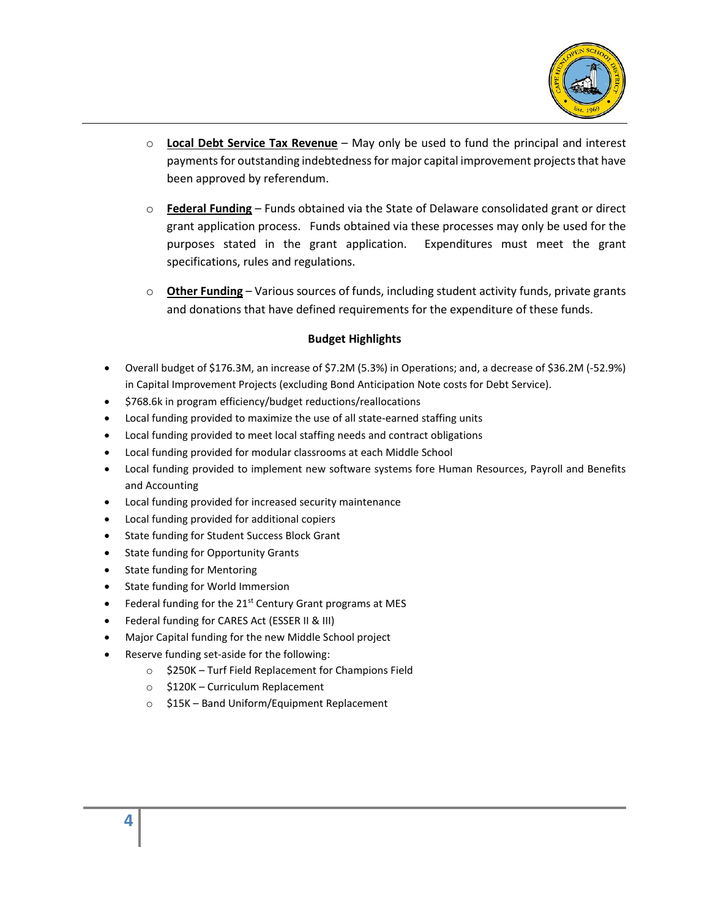- **<u>Local Debt Service Tax Revenue</u>** – May only be used to fund the principal and interest payments for outstanding indebtedness for major capital improvement projects that have been approved by referendum.

- **<u>Federal Funding</u>** – Funds obtained via the State of Delaware consolidated grant or direct grant application process. Funds obtained via these processes may only be used for the purposes stated in the grant application. Expenditures must meet the grant specifications, rules and regulations.

- **<u>Other Funding</u>** – Various sources of funds, including student activity funds, private grants and donations that have defined requirements for the expenditure of these funds.

**Budget Highlights**

- Overall budget of $176.3M, an increase of $7.2M (5.3%) in Operations; and, a decrease of $36.2M (-52.9%) in Capital Improvement Projects (excluding Bond Anticipation Note costs for Debt Service).
- $768.6k in program efficiency/budget reductions/reallocations
- Local funding provided to maximize the use of all state-earned staffing units
- Local funding provided to meet local staffing needs and contract obligations
- Local funding provided for modular classrooms at each Middle School
- Local funding provided to implement new software systems fore Human Resources, Payroll and Benefits and Accounting
- Local funding provided for increased security maintenance
- Local funding provided for additional copiers
- State funding for Student Success Block Grant
- State funding for Opportunity Grants
- State funding for Mentoring
- State funding for World Immersion
- Federal funding for the 21st Century Grant programs at MES
- Federal funding for CARES Act (ESSER II & III)
- Major Capital funding for the new Middle School project
- Reserve funding set-aside for the following:
  - $250K – Turf Field Replacement for Champions Field
  - $120K – Curriculum Replacement
  - $15K – Band Uniform/Equipment Replacement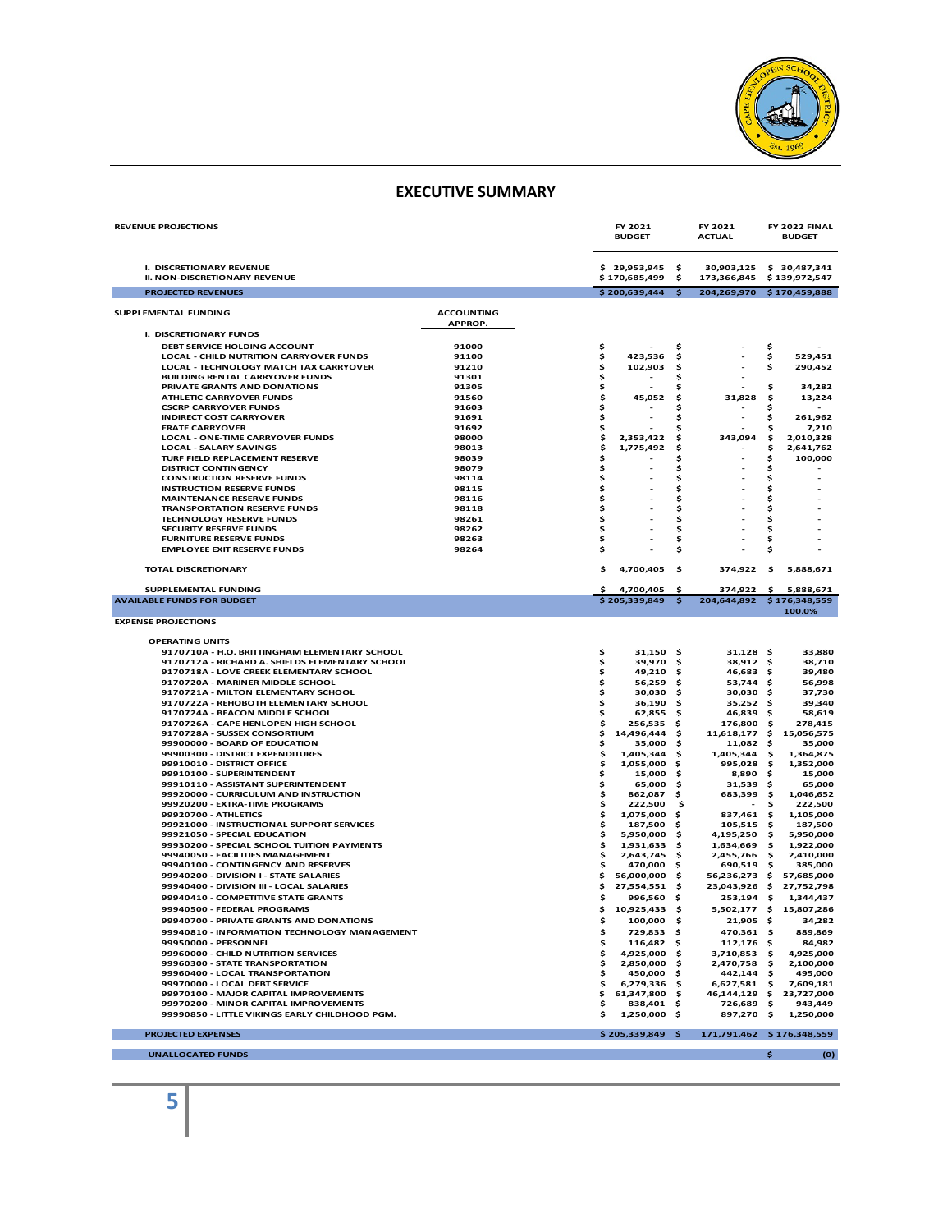## EXECUTIVE SUMMARY

| REVENUE PROJECTIONS | | FY 2021 BUDGET | FY 2021 ACTUAL | FY 2022 FINAL BUDGET |
|---|---|---|---|---|
| I. DISCRETIONARY REVENUE | | $ 29,953,945 | $ 30,903,125 | $ 30,487,341 |
| II. NON-DISCRETIONARY REVENUE | | $ 170,685,499 | $ 173,366,845 | $ 139,972,547 |
| **PROJECTED REVENUES** | | **$ 200,639,444** | **$ 204,269,970** | **$ 170,459,888** |
| **SUPPLEMENTAL FUNDING** | **ACCOUNTING APPROP.** | | | |
| I. DISCRETIONARY FUNDS | | | | |
| DEBT SERVICE HOLDING ACCOUNT | 91000 | $ - | $ - | $ - |
| LOCAL - CHILD NUTRITION CARRYOVER FUNDS | 91100 | $ 423,536 | $ - | $ 529,451 |
| LOCAL - TECHNOLOGY MATCH TAX CARRYOVER | 91210 | $ 102,903 | $ - | $ 290,452 |
| BUILDING RENTAL CARRYOVER FUNDS | 91301 | $ - | $ - | |
| PRIVATE GRANTS AND DONATIONS | 91305 | $ - | $ - | $ 34,282 |
| ATHLETIC CARRYOVER FUNDS | 91560 | $ 45,052 | $ 31,828 | $ 13,224 |
| CSCRP CARRYOVER FUNDS | 91603 | $ - | $ - | $ - |
| INDIRECT COST CARRYOVER | 91691 | $ - | $ - | $ 261,962 |
| ERATE CARRYOVER | 91692 | $ - | $ - | $ 7,210 |
| LOCAL - ONE-TIME CARRYOVER FUNDS | 98000 | $ 2,353,422 | $ 343,094 | $ 2,010,328 |
| LOCAL - SALARY SAVINGS | 98013 | $ 1,775,492 | $ - | $ 2,641,762 |
| TURF FIELD REPLACEMENT RESERVE | 98039 | $ - | $ - | $ 100,000 |
| DISTRICT CONTINGENCY | 98079 | $ - | $ - | $ - |
| CONSTRUCTION RESERVE FUNDS | 98114 | $ - | $ - | $ - |
| INSTRUCTION RESERVE FUNDS | 98115 | $ - | $ - | $ - |
| MAINTENANCE RESERVE FUNDS | 98116 | $ - | $ - | $ - |
| TRANSPORTATION RESERVE FUNDS | 98118 | $ - | $ - | $ - |
| TECHNOLOGY RESERVE FUNDS | 98261 | $ - | $ - | $ - |
| SECURITY RESERVE FUNDS | 98262 | $ - | $ - | $ - |
| FURNITURE RESERVE FUNDS | 98263 | $ - | $ - | $ - |
| EMPLOYEE EXIT RESERVE FUNDS | 98264 | $ - | $ - | $ - |
| TOTAL DISCRETIONARY | | $ 4,700,405 | $ 374,922 | $ 5,888,671 |
| SUPPLEMENTAL FUNDING | | $ 4,700,405 | $ 374,922 | $ 5,888,671 |
| **AVAILABLE FUNDS FOR BUDGET** | | **$ 205,339,849** | **$ 204,644,892** | **$ 176,348,559** |
| | | | | 100.0% |
| **EXPENSE PROJECTIONS** | | | | |
| OPERATING UNITS | | | | |
| 9170710A - H.O. BRITTINGHAM ELEMENTARY SCHOOL | | $ 31,150 | $ 31,128 | $ 33,880 |
| 9170712A - RICHARD A. SHIELDS ELEMENTARY SCHOOL | | $ 39,970 | $ 38,912 | $ 38,710 |
| 9170718A - LOVE CREEK ELEMENTARY SCHOOL | | $ 49,210 | $ 46,683 | $ 39,480 |
| 9170720A - MARINER MIDDLE SCHOOL | | $ 56,259 | $ 53,744 | $ 56,998 |
| 9170721A - MILTON ELEMENTARY SCHOOL | | $ 30,030 | $ 30,030 | $ 37,730 |
| 9170722A - REHOBOTH ELEMENTARY SCHOOL | | $ 36,190 | $ 35,252 | $ 39,340 |
| 9170724A - BEACON MIDDLE SCHOOL | | $ 62,855 | $ 46,839 | $ 58,619 |
| 9170726A - CAPE HENLOPEN HIGH SCHOOL | | $ 256,535 | $ 176,800 | $ 278,415 |
| 9170728A - SUSSEX CONSORTIUM | | $ 14,496,444 | $ 11,618,177 | $ 15,056,575 |
| 99900000 - BOARD OF EDUCATION | | $ 35,000 | $ 11,082 | $ 35,000 |
| 99900300 - DISTRICT EXPENDITURES | | $ 1,405,344 | $ 1,405,344 | $ 1,364,875 |
| 99910010 - DISTRICT OFFICE | | $ 1,055,000 | $ 995,028 | $ 1,352,000 |
| 99910100 - SUPERINTENDENT | | $ 15,000 | $ 8,890 | $ 15,000 |
| 99910110 - ASSISTANT SUPERINTENDENT | | $ 65,000 | $ 31,539 | $ 65,000 |
| 99920000 - CURRICULUM AND INSTRUCTION | | $ 862,087 | $ 683,399 | $ 1,046,652 |
| 99920200 - EXTRA-TIME PROGRAMS | | $ 222,500 | $ - | $ 222,500 |
| 99920700 - ATHLETICS | | $ 1,075,000 | $ 837,461 | $ 1,105,000 |
| 99921000 - INSTRUCTIONAL SUPPORT SERVICES | | $ 187,500 | $ 105,515 | $ 187,500 |
| 99921050 - SPECIAL EDUCATION | | $ 5,950,000 | $ 4,195,250 | $ 5,950,000 |
| 99930200 - SPECIAL SCHOOL TUITION PAYMENTS | | $ 1,931,633 | $ 1,634,669 | $ 1,922,000 |
| 99940050 - FACILITIES MANAGEMENT | | $ 2,643,745 | $ 2,455,766 | $ 2,410,000 |
| 99940100 - CONTINGENCY AND RESERVES | | $ 470,000 | $ 690,519 | $ 385,000 |
| 99940200 - DIVISION I - STATE SALARIES | | $ 56,000,000 | $ 56,236,273 | $ 57,685,000 |
| 99940400 - DIVISION III - LOCAL SALARIES | | $ 27,554,551 | $ 23,043,926 | $ 27,752,798 |
| 99940410 - COMPETITIVE STATE GRANTS | | $ 996,560 | $ 253,194 | $ 1,344,437 |
| 99940500 - FEDERAL PROGRAMS | | $ 10,925,433 | $ 5,502,177 | $ 15,807,286 |
| 99940700 - PRIVATE GRANTS AND DONATIONS | | $ 100,000 | $ 21,905 | $ 34,282 |
| 99940810 - INFORMATION TECHNOLOGY MANAGEMENT | | $ 729,833 | $ 470,361 | $ 889,869 |
| 99950000 - PERSONNEL | | $ 116,482 | $ 112,176 | $ 84,982 |
| 99960000 - CHILD NUTRITION SERVICES | | $ 4,925,000 | $ 3,710,853 | $ 4,925,000 |
| 99960300 - STATE TRANSPORTATION | | $ 2,850,000 | $ 2,470,758 | $ 2,100,000 |
| 99960400 - LOCAL TRANSPORTATION | | $ 450,000 | $ 442,144 | $ 495,000 |
| 99970000 - LOCAL DEBT SERVICE | | $ 6,279,336 | $ 6,627,581 | $ 7,609,181 |
| 99970100 - MAJOR CAPITAL IMPROVEMENTS | | $ 61,347,800 | $ 46,144,129 | $ 23,727,000 |
| 99970200 - MINOR CAPITAL IMPROVEMENTS | | $ 838,401 | $ 726,689 | $ 943,449 |
| 99990850 - LITTLE VIKINGS EARLY CHILDHOOD PGM. | | $ 1,250,000 | $ 897,270 | $ 1,250,000 |
| **PROJECTED EXPENSES** | | **$ 205,339,849** | **$ 171,791,462** | **$ 176,348,559** |
| **UNALLOCATED FUNDS** | | | | **$ (0)** |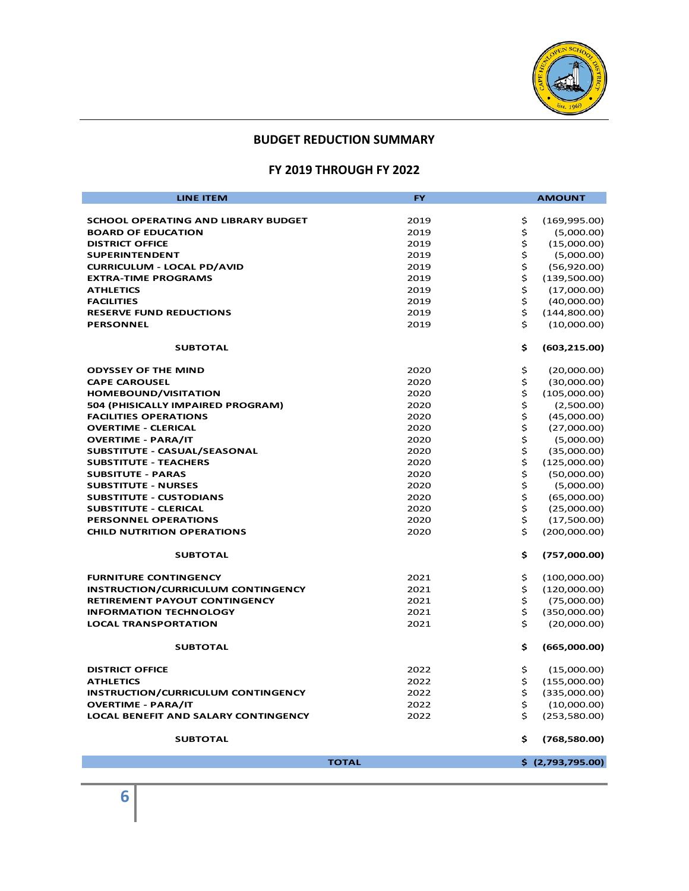## BUDGET REDUCTION SUMMARY

## FY 2019 THROUGH FY 2022

| LINE ITEM | FY | AMOUNT |
|---|---|---|
| SCHOOL OPERATING AND LIBRARY BUDGET | 2019 | $ (169,995.00) |
| BOARD OF EDUCATION | 2019 | $ (5,000.00) |
| DISTRICT OFFICE | 2019 | $ (15,000.00) |
| SUPERINTENDENT | 2019 | $ (5,000.00) |
| CURRICULUM - LOCAL PD/AVID | 2019 | $ (56,920.00) |
| EXTRA-TIME PROGRAMS | 2019 | $ (139,500.00) |
| ATHLETICS | 2019 | $ (17,000.00) |
| FACILITIES | 2019 | $ (40,000.00) |
| RESERVE FUND REDUCTIONS | 2019 | $ (144,800.00) |
| PERSONNEL | 2019 | $ (10,000.00) |
| **SUBTOTAL** | | **$ (603,215.00)** |
| ODYSSEY OF THE MIND | 2020 | $ (20,000.00) |
| CAPE CAROUSEL | 2020 | $ (30,000.00) |
| HOMEBOUND/VISITATION | 2020 | $ (105,000.00) |
| 504 (PHISICALLY IMPAIRED PROGRAM) | 2020 | $ (2,500.00) |
| FACILITIES OPERATIONS | 2020 | $ (45,000.00) |
| OVERTIME - CLERICAL | 2020 | $ (27,000.00) |
| OVERTIME - PARA/IT | 2020 | $ (5,000.00) |
| SUBSTITUTE - CASUAL/SEASONAL | 2020 | $ (35,000.00) |
| SUBSTITUTE - TEACHERS | 2020 | $ (125,000.00) |
| SUBSITUTE - PARAS | 2020 | $ (50,000.00) |
| SUBSTITUTE - NURSES | 2020 | $ (5,000.00) |
| SUBSTITUTE - CUSTODIANS | 2020 | $ (65,000.00) |
| SUBSTITUTE - CLERICAL | 2020 | $ (25,000.00) |
| PERSONNEL OPERATIONS | 2020 | $ (17,500.00) |
| CHILD NUTRITION OPERATIONS | 2020 | $ (200,000.00) |
| **SUBTOTAL** | | **$ (757,000.00)** |
| FURNITURE CONTINGENCY | 2021 | $ (100,000.00) |
| INSTRUCTION/CURRICULUM CONTINGENCY | 2021 | $ (120,000.00) |
| RETIREMENT PAYOUT CONTINGENCY | 2021 | $ (75,000.00) |
| INFORMATION TECHNOLOGY | 2021 | $ (350,000.00) |
| LOCAL TRANSPORTATION | 2021 | $ (20,000.00) |
| **SUBTOTAL** | | **$ (665,000.00)** |
| DISTRICT OFFICE | 2022 | $ (15,000.00) |
| ATHLETICS | 2022 | $ (155,000.00) |
| INSTRUCTION/CURRICULUM CONTINGENCY | 2022 | $ (335,000.00) |
| OVERTIME - PARA/IT | 2022 | $ (10,000.00) |
| LOCAL BENEFIT AND SALARY CONTINGENCY | 2022 | $ (253,580.00) |
| **SUBTOTAL** | | **$ (768,580.00)** |
| **TOTAL** | | **$ (2,793,795.00)** |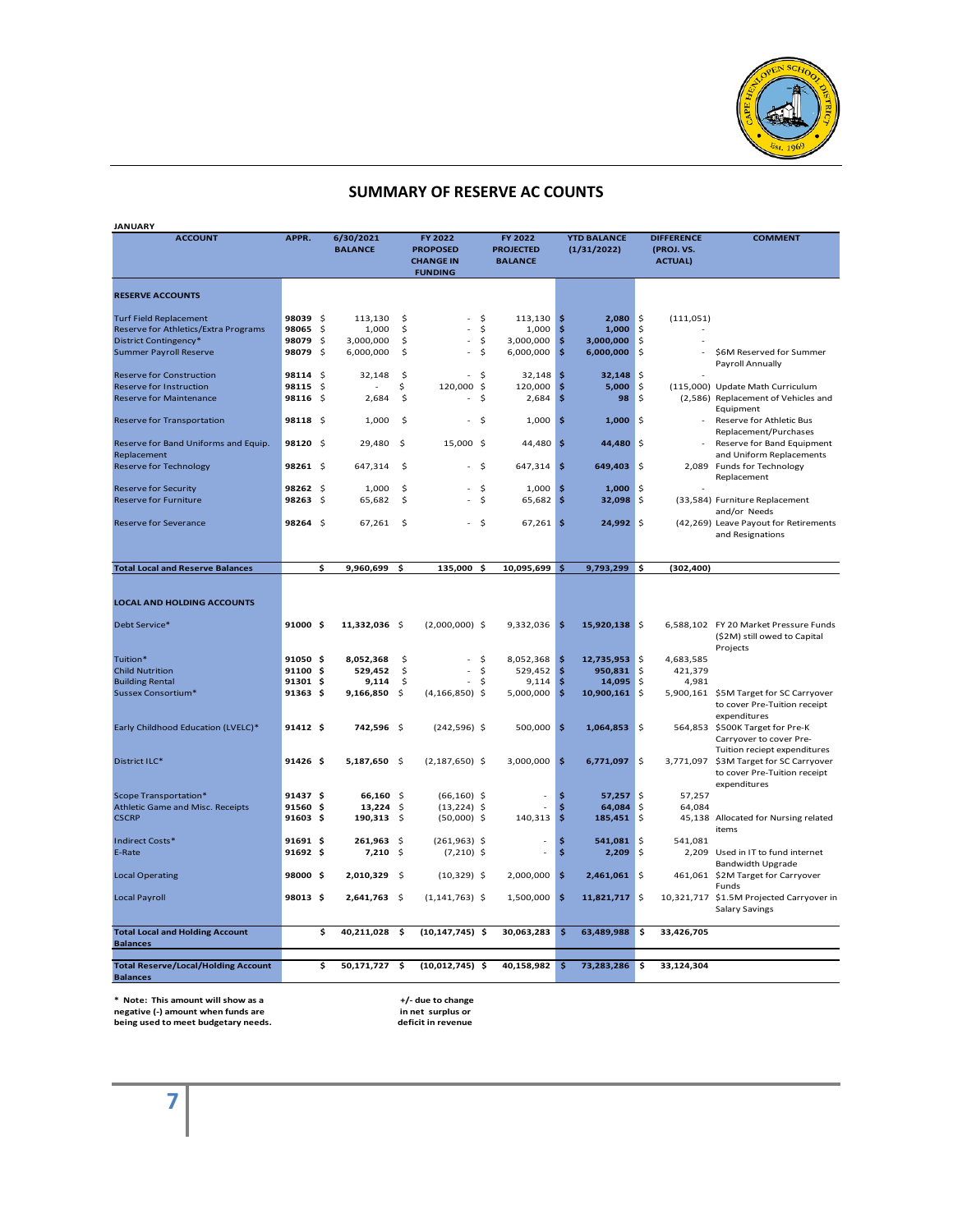## SUMMARY OF RESERVE AC COUNTS

JANUARY

| ACCOUNT | APPR. | 6/30/2021 BALANCE | FY 2022 PROPOSED CHANGE IN FUNDING | FY 2022 PROJECTED BALANCE | YTD BALANCE (1/31/2022) | DIFFERENCE (PROJ. VS. ACTUAL) | COMMENT |
|---|---|---|---|---|---|---|---|
| **RESERVE ACCOUNTS** | | | | | | | |
| Turf Field Replacement | 98039 | $ 113,130 | $ - | $ 113,130 | $ 2,080 | $ (111,051) | |
| Reserve for Athletics/Extra Programs | 98065 | $ 1,000 | $ - | $ 1,000 | $ 1,000 | $ - | |
| District Contingency* | 98079 | $ 3,000,000 | $ - | $ 3,000,000 | $ 3,000,000 | $ - | |
| Summer Payroll Reserve | 98079 | $ 6,000,000 | $ - | $ 6,000,000 | $ 6,000,000 | $ - | $6M Reserved for Summer Payroll Annually |
| Reserve for Construction | 98114 | $ 32,148 | $ - | $ 32,148 | $ 32,148 | $ - | |
| Reserve for Instruction | 98115 | $ - | $ 120,000 | $ 120,000 | $ 5,000 | $ (115,000) | Update Math Curriculum |
| Reserve for Maintenance | 98116 | $ 2,684 | $ - | $ 2,684 | $ 98 | $ (2,586) | Replacement of Vehicles and Equipment |
| Reserve for Transportation | 98118 | $ 1,000 | $ - | $ 1,000 | $ 1,000 | $ - | Reserve for Athletic Bus Replacement/Purchases |
| Reserve for Band Uniforms and Equip. Replacement | 98120 | $ 29,480 | $ 15,000 | $ 44,480 | $ 44,480 | $ - | Reserve for Band Equipment and Uniform Replacements |
| Reserve for Technology | 98261 | $ 647,314 | $ - | $ 647,314 | $ 649,403 | $ 2,089 | Funds for Technology Replacement |
| Reserve for Security | 98262 | $ 1,000 | $ - | $ 1,000 | $ 1,000 | $ - | |
| Reserve for Furniture | 98263 | $ 65,682 | $ - | $ 65,682 | $ 32,098 | $ (33,584) | Furniture Replacement and/or Needs |
| Reserve for Severance | 98264 | $ 67,261 | $ - | $ 67,261 | $ 24,992 | $ (42,269) | Leave Payout for Retirements and Resignations |
| **Total Local and Reserve Balances** | | **$ 9,960,699** | **$ 135,000** | **$ 10,095,699** | **$ 9,793,299** | **$ (302,400)** | |
| **LOCAL AND HOLDING ACCOUNTS** | | | | | | | |
| Debt Service* | 91000 | **$ 11,332,036** | $ (2,000,000) | $ 9,332,036 | **$ 15,920,138** | $ 6,588,102 | FY 20 Market Pressure Funds ($2M) still owed to Capital Projects |
| Tuition* | 91050 | **$ 8,052,368** | $ - | $ 8,052,368 | **$ 12,735,953** | $ 4,683,585 | |
| Child Nutrition | 91100 | **$ 529,452** | $ - | $ 529,452 | **$ 950,831** | $ 421,379 | |
| Building Rental | 91301 | **$ 9,114** | $ - | $ 9,114 | **$ 14,095** | $ 4,981 | |
| Sussex Consortium* | 91363 | **$ 9,166,850** | $ (4,166,850) | $ 5,000,000 | **$ 10,900,161** | $ 5,900,161 | $5M Target for SC Carryover to cover Pre-Tuition receipt expenditures |
| Early Childhood Education (LVELC)* | 91412 | **$ 742,596** | $ (242,596) | $ 500,000 | **$ 1,064,853** | $ 564,853 | $500K Target for Pre-K Carryover to cover Pre-Tuition reciept expenditures |
| District ILC* | 91426 | **$ 5,187,650** | $ (2,187,650) | $ 3,000,000 | **$ 6,771,097** | $ 3,771,097 | $3M Target for SC Carryover to cover Pre-Tuition receipt expenditures |
| Scope Transportation* | 91437 | **$ 66,160** | $ (66,160) | $ - | **$ 57,257** | $ 57,257 | |
| Athletic Game and Misc. Receipts | 91560 | **$ 13,224** | $ (13,224) | $ - | **$ 64,084** | $ 64,084 | |
| CSCRP | 91603 | **$ 190,313** | $ (50,000) | $ 140,313 | **$ 185,451** | $ 45,138 | Allocated for Nursing related items |
| Indirect Costs* | 91691 | **$ 261,963** | $ (261,963) | $ - | **$ 541,081** | $ 541,081 | |
| E-Rate | 91692 | **$ 7,210** | $ (7,210) | $ - | **$ 2,209** | $ 2,209 | Used in IT to fund internet Bandwidth Upgrade |
| Local Operating | 98000 | **$ 2,010,329** | $ (10,329) | $ 2,000,000 | **$ 2,461,061** | $ 461,061 | $2M Target for Carryover Funds |
| Local Payroll | 98013 | **$ 2,641,763** | $ (1,141,763) | $ 1,500,000 | **$ 11,821,717** | $ 10,321,717 | $1.5M Projected Carryover in Salary Savings |
| **Total Local and Holding Account Balances** | | **$ 40,211,028** | **$ (10,147,745)** | **$ 30,063,283** | **$ 63,489,988** | **$ 33,426,705** | |
| **Total Reserve/Local/Holding Account Balances** | | **$ 50,171,727** | **$ (10,012,745)** | **$ 40,158,982** | **$ 73,283,286** | **$ 33,124,304** | |

**\* Note: This amount will show as a negative (-) amount when funds are being used to meet budgetary needs.**

**+/- due to change in net surplus or deficit in revenue**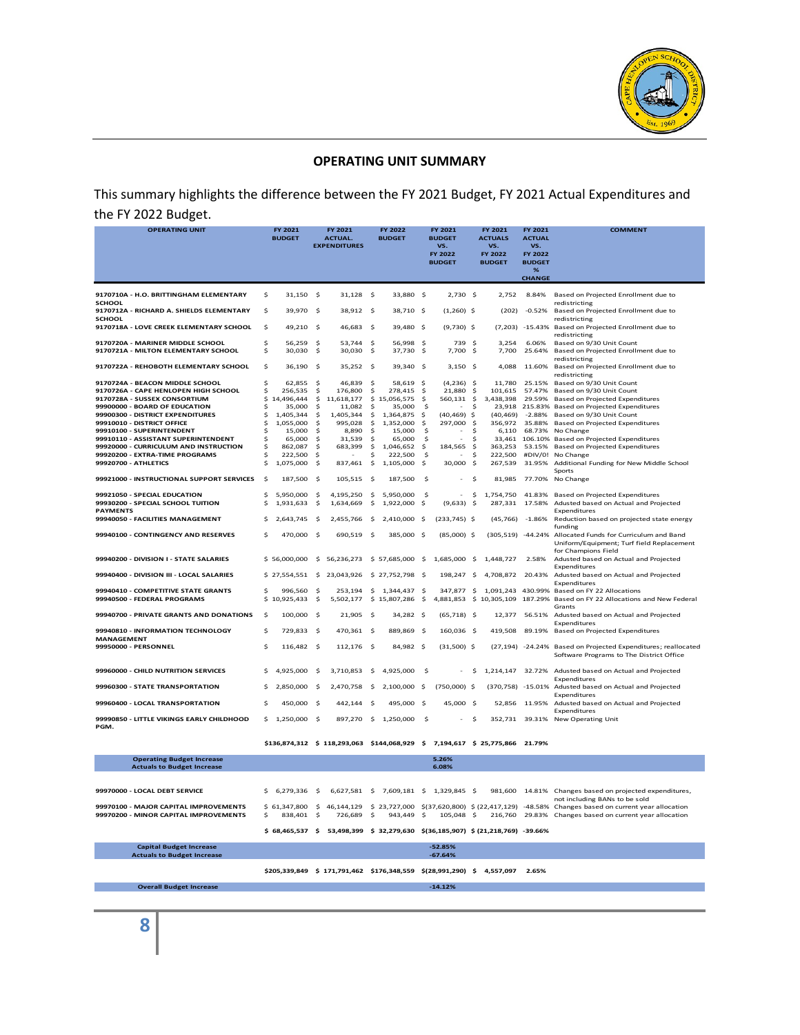## OPERATING UNIT SUMMARY

This summary highlights the difference between the FY 2021 Budget, FY 2021 Actual Expenditures and the FY 2022 Budget.

| OPERATING UNIT | FY 2021 BUDGET | FY 2021 ACTUAL. EXPENDITURES | FY 2022 BUDGET | FY 2021 BUDGET VS. FY 2022 BUDGET | FY 2021 ACTUALS VS. FY 2022 BUDGET | FY 2021 ACTUAL VS. FY 2022 BUDGET % CHANGE | COMMENT |
|---|---|---|---|---|---|---|---|
| 9170710A - H.O. BRITTINGHAM ELEMENTARY SCHOOL | $ 31,150 | $ 31,128 | $ 33,880 | $ 2,730 | $ 2,752 | 8.84% | Based on Projected Enrollment due to redistricting |
| 9170712A - RICHARD A. SHIELDS ELEMENTARY SCHOOL | $ 39,970 | $ 38,912 | $ 38,710 | $ (1,260) | $ (202) | -0.52% | Based on Projected Enrollment due to redistricting |
| 9170718A - LOVE CREEK ELEMENTARY SCHOOL | $ 49,210 | $ 46,683 | $ 39,480 | $ (9,730) | $ (7,203) | -15.43% | Based on Projected Enrollment due to redistricting |
| 9170720A - MARINER MIDDLE SCHOOL | $ 56,259 | $ 53,744 | $ 56,998 | $ 739 | $ 3,254 | 6.06% | Based on 9/30 Unit Count |
| 9170721A - MILTON ELEMENTARY SCHOOL | $ 30,030 | $ 30,030 | $ 37,730 | $ 7,700 | $ 7,700 | 25.64% | Based on Projected Enrollment due to redistricting |
| 9170722A - REHOBOTH ELEMENTARY SCHOOL | $ 36,190 | $ 35,252 | $ 39,340 | $ 3,150 | $ 4,088 | 11.60% | Based on Projected Enrollment due to redistricting |
| 9170724A - BEACON MIDDLE SCHOOL | $ 62,855 | $ 46,839 | $ 58,619 | $ (4,236) | $ 11,780 | 25.15% | Based on 9/30 Unit Count |
| 9170726A - CAPE HENLOPEN HIGH SCHOOL | $ 256,535 | $ 176,800 | $ 278,415 | $ 21,880 | $ 101,615 | 57.47% | Based on 9/30 Unit Count |
| 9170728A - SUSSEX CONSORTIUM | $ 14,496,444 | $ 11,618,177 | $ 15,056,575 | $ 560,131 | $ 3,438,398 | 29.59% | Based on Projected Expenditures |
| 99900000 - BOARD OF EDUCATION | $ 35,000 | $ 11,082 | $ 35,000 | $ - | $ 23,918 | 215.83% | Based on Projected Expenditures |
| 99900300 - DISTRICT EXPENDITURES | $ 1,405,344 | $ 1,405,344 | $ 1,364,875 | $ (40,469) | $ (40,469) | -2.88% | Based on 9/30 Unit Count |
| 99910010 - DISTRICT OFFICE | $ 1,055,000 | $ 995,028 | $ 1,352,000 | $ 297,000 | $ 356,972 | 35.88% | Based on Projected Expenditures |
| 99910100 - SUPERINTENDENT | $ 15,000 | $ 8,890 | $ 15,000 | $ - | $ 6,110 | 68.73% | No Change |
| 99910110 - ASSISTANT SUPERINTENDENT | $ 65,000 | $ 31,539 | $ 65,000 | $ - | $ 33,461 | 106.10% | Based on Projected Expenditures |
| 99920000 - CURRICULUM AND INSTRUCTION | $ 862,087 | $ 683,399 | $ 1,046,652 | $ 184,565 | $ 363,253 | 53.15% | Based on Projected Expenditures |
| 99920200 - EXTRA-TIME PROGRAMS | $ 222,500 | $ - | $ 222,500 | $ - | $ 222,500 | #DIV/0! | No Change |
| 99920700 - ATHLETICS | $ 1,075,000 | $ 837,461 | $ 1,105,000 | $ 30,000 | $ 267,539 | 31.95% | Additional Funding for New Middle School Sports |
| 99921000 - INSTRUCTIONAL SUPPORT SERVICES | $ 187,500 | $ 105,515 | $ 187,500 | $ - | $ 81,985 | 77.70% | No Change |
| 99921050 - SPECIAL EDUCATION | $ 5,950,000 | $ 4,195,250 | $ 5,950,000 | $ - | $ 1,754,750 | 41.83% | Based on Projected Expenditures |
| 99930200 - SPECIAL SCHOOL TUITION PAYMENTS | $ 1,931,633 | $ 1,634,669 | $ 1,922,000 | $ (9,633) | $ 287,331 | 17.58% | Adusted based on Actual and Projected Expenditures |
| 99940050 - FACILITIES MANAGEMENT | $ 2,643,745 | $ 2,455,766 | $ 2,410,000 | $ (233,745) | $ (45,766) | -1.86% | Reduction based on projected state energy funding |
| 99940100 - CONTINGENCY AND RESERVES | $ 470,000 | $ 690,519 | $ 385,000 | $ (85,000) | $ (305,519) | -44.24% | Allocated Funds for Curriculum and Band Uniform/Equipment; Turf field Replacement for Champions Field |
| 99940200 - DIVISION I - STATE SALARIES | $ 56,000,000 | $ 56,236,273 | $ 57,685,000 | $ 1,685,000 | $ 1,448,727 | 2.58% | Adusted based on Actual and Projected Expenditures |
| 99940400 - DIVISION III - LOCAL SALARIES | $ 27,554,551 | $ 23,043,926 | $ 27,752,798 | $ 198,247 | $ 4,708,872 | 20.43% | Adusted based on Actual and Projected Expenditures |
| 99940410 - COMPETITIVE STATE GRANTS | $ 996,560 | $ 253,194 | $ 1,344,437 | $ 347,877 | $ 1,091,243 | 430.99% | Based on FY 22 Allocations |
| 99940500 - FEDERAL PROGRAMS | $ 10,925,433 | $ 5,502,177 | $ 15,807,286 | $ 4,881,853 | $ 10,305,109 | 187.29% | Based on FY 22 Allocations and New Federal Grants |
| 99940700 - PRIVATE GRANTS AND DONATIONS | $ 100,000 | $ 21,905 | $ 34,282 | $ (65,718) | $ 12,377 | 56.51% | Adusted based on Actual and Projected Expenditures |
| 99940810 - INFORMATION TECHNOLOGY MANAGEMENT | $ 729,833 | $ 470,361 | $ 889,869 | $ 160,036 | $ 419,508 | 89.19% | Based on Projected Expenditures |
| 99950000 - PERSONNEL | $ 116,482 | $ 112,176 | $ 84,982 | $ (31,500) | $ (27,194) | -24.24% | Based on Projected Expenditures; reallocated Software Programs to The District Office |
| 99960000 - CHILD NUTRITION SERVICES | $ 4,925,000 | $ 3,710,853 | $ 4,925,000 | $ - | $ 1,214,147 | 32.72% | Adusted based on Actual and Projected Expenditures |
| 99960300 - STATE TRANSPORTATION | $ 2,850,000 | $ 2,470,758 | $ 2,100,000 | $ (750,000) | $ (370,758) | -15.01% | Adusted based on Actual and Projected Expenditures |
| 99960400 - LOCAL TRANSPORTATION | $ 450,000 | $ 442,144 | $ 495,000 | $ 45,000 | $ 52,856 | 11.95% | Adusted based on Actual and Projected Expenditures |
| 99990850 - LITTLE VIKINGS EARLY CHILDHOOD PGM. | $ 1,250,000 | $ 897,270 | $ 1,250,000 | $ - | $ 352,731 | 39.31% | New Operating Unit |
| | $136,874,312 | $ 118,293,063 | $144,068,929 | $ 7,194,617 | $ 25,775,866 | 21.79% | |
| **Operating Budget Increase** | | | | 5.26% | | | |
| **Actuals to Budget Increase** | | | | 6.08% | | | |
| 99970000 - LOCAL DEBT SERVICE | $ 6,279,336 | $ 6,627,581 | $ 7,609,181 | $ 1,329,845 | $ 981,600 | 14.81% | Changes based on projected expenditures, not including BANs to be sold |
| 99970100 - MAJOR CAPITAL IMPROVEMENTS | $ 61,347,800 | $ 46,144,129 | $ 23,727,000 | $(37,620,800) | $ (22,417,129) | -48.58% | Changes based on current year allocation |
| 99970200 - MINOR CAPITAL IMPROVEMENTS | $ 838,401 | $ 726,689 | $ 943,449 | $ 105,048 | $ 216,760 | 29.83% | Changes based on current year allocation |
| | $ 68,465,537 | $ 53,498,399 | $ 32,279,630 | $(36,185,907) | $ (21,218,769) | -39.66% | |
| **Capital Budget Increase** | | | | -52.85% | | | |
| **Actuals to Budget Increase** | | | | -67.64% | | | |
| | $205,339,849 | $ 171,791,462 | $176,348,559 | $(28,991,290) | $ 4,557,097 | 2.65% | |
| **Overall Budget Increase** | | | | -14.12% | | | |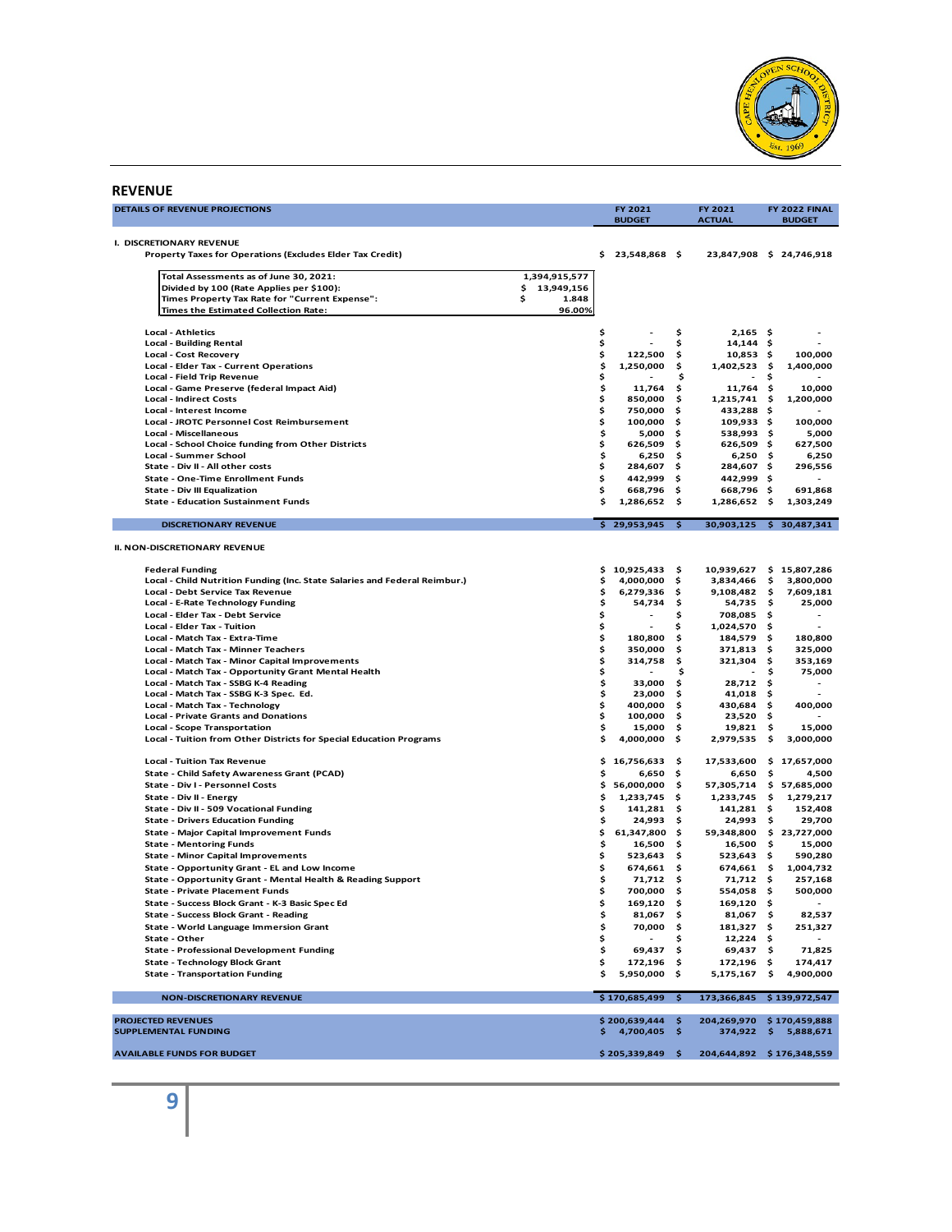## REVENUE

| DETAILS OF REVENUE PROJECTIONS | | FY 2021 BUDGET | FY 2021 ACTUAL | FY 2022 FINAL BUDGET |
|---|---|---|---|---|
| **I. DISCRETIONARY REVENUE** | | | | |
| Property Taxes for Operations (Excludes Elder Tax Credit) | | $ 23,548,868 | $ 23,847,908 | $ 24,746,918 |
| Total Assessments as of June 30, 2021: | 1,394,915,577 | | | |
| Divided by 100 (Rate Applies per $100): | $ 13,949,156 | | | |
| Times Property Tax Rate for "Current Expense": | $ 1.848 | | | |
| Times the Estimated Collection Rate: | 96.00% | | | |
| Local - Athletics | | $ - | $ 2,165 | $ - |
| Local - Building Rental | | $ - | $ 14,144 | $ - |
| Local - Cost Recovery | | $ 122,500 | $ 10,853 | $ 100,000 |
| Local - Elder Tax - Current Operations | | $ 1,250,000 | $ 1,402,523 | $ 1,400,000 |
| Local - Field Trip Revenue | | $ - | $ - | $ - |
| Local - Game Preserve (federal Impact Aid) | | $ 11,764 | $ 11,764 | $ 10,000 |
| Local - Indirect Costs | | $ 850,000 | $ 1,215,741 | $ 1,200,000 |
| Local - Interest Income | | $ 750,000 | $ 433,288 | $ - |
| Local - JROTC Personnel Cost Reimbursement | | $ 100,000 | $ 109,933 | $ 100,000 |
| Local - Miscellaneous | | $ 5,000 | $ 538,993 | $ 5,000 |
| Local - School Choice funding from Other Districts | | $ 626,509 | $ 626,509 | $ 627,500 |
| Local - Summer School | | $ 6,250 | $ 6,250 | $ 6,250 |
| State - Div II - All other costs | | $ 284,607 | $ 284,607 | $ 296,556 |
| State - One-Time Enrollment Funds | | $ 442,999 | $ 442,999 | $ - |
| State - Div III Equalization | | $ 668,796 | $ 668,796 | $ 691,868 |
| State - Education Sustainment Funds | | $ 1,286,652 | $ 1,286,652 | $ 1,303,249 |
| **DISCRETIONARY REVENUE** | | **$ 29,953,945** | **$ 30,903,125** | **$ 30,487,341** |
| **II. NON-DISCRETIONARY REVENUE** | | | | |
| Federal Funding | | $ 10,925,433 | $ 10,939,627 | $ 15,807,286 |
| Local - Child Nutrition Funding (Inc. State Salaries and Federal Reimbur.) | | $ 4,000,000 | $ 3,834,466 | $ 3,800,000 |
| Local - Debt Service Tax Revenue | | $ 6,279,336 | $ 9,108,482 | $ 7,609,181 |
| Local - E-Rate Technology Funding | | $ 54,734 | $ 54,735 | $ 25,000 |
| Local - Elder Tax - Debt Service | | $ - | $ 708,085 | $ - |
| Local - Elder Tax - Tuition | | $ - | $ 1,024,570 | $ - |
| Local - Match Tax - Extra-Time | | $ 180,800 | $ 184,579 | $ 180,800 |
| Local - Match Tax - Minner Teachers | | $ 350,000 | $ 371,813 | $ 325,000 |
| Local - Match Tax - Minor Capital Improvements | | $ 314,758 | $ 321,304 | $ 353,169 |
| Local - Match Tax - Opportunity Grant Mental Health | | $ - | $ - | $ 75,000 |
| Local - Match Tax - SSBG K-4 Reading | | $ 33,000 | $ 28,712 | $ - |
| Local - Match Tax - SSBG K-3 Spec. Ed. | | $ 23,000 | $ 41,018 | $ - |
| Local - Match Tax - Technology | | $ 400,000 | $ 430,684 | $ 400,000 |
| Local - Private Grants and Donations | | $ 100,000 | $ 23,520 | $ - |
| Local - Scope Transportation | | $ 15,000 | $ 19,821 | $ 15,000 |
| Local - Tuition from Other Districts for Special Education Programs | | $ 4,000,000 | $ 2,979,535 | $ 3,000,000 |
| Local - Tuition Tax Revenue | | $ 16,756,633 | $ 17,533,600 | $ 17,657,000 |
| State - Child Safety Awareness Grant (PCAD) | | $ 6,650 | $ 6,650 | $ 4,500 |
| State - Div I - Personnel Costs | | $ 56,000,000 | $ 57,305,714 | $ 57,685,000 |
| State - Div II - Energy | | $ 1,233,745 | $ 1,233,745 | $ 1,279,217 |
| State - Div II - 509 Vocational Funding | | $ 141,281 | $ 141,281 | $ 152,408 |
| State - Drivers Education Funding | | $ 24,993 | $ 24,993 | $ 29,700 |
| State - Major Capital Improvement Funds | | $ 61,347,800 | $ 59,348,800 | $ 23,727,000 |
| State - Mentoring Funds | | $ 16,500 | $ 16,500 | $ 15,000 |
| State - Minor Capital Improvements | | $ 523,643 | $ 523,643 | $ 590,280 |
| State - Opportunity Grant - EL and Low Income | | $ 674,661 | $ 674,661 | $ 1,004,732 |
| State - Opportunity Grant - Mental Health & Reading Support | | $ 71,712 | $ 71,712 | $ 257,168 |
| State - Private Placement Funds | | $ 700,000 | $ 554,058 | $ 500,000 |
| State - Success Block Grant - K-3 Basic Spec Ed | | $ 169,120 | $ 169,120 | $ - |
| State - Success Block Grant - Reading | | $ 81,067 | $ 81,067 | $ 82,537 |
| State - World Language Immersion Grant | | $ 70,000 | $ 181,327 | $ 251,327 |
| State - Other | | $ - | $ 12,224 | $ - |
| State - Professional Development Funding | | $ 69,437 | $ 69,437 | $ 71,825 |
| State - Technology Block Grant | | $ 172,196 | $ 172,196 | $ 174,417 |
| State - Transportation Funding | | $ 5,950,000 | $ 5,175,167 | $ 4,900,000 |
| **NON-DISCRETIONARY REVENUE** | | **$ 170,685,499** | **$ 173,366,845** | **$ 139,972,547** |
| **PROJECTED REVENUES** | | **$ 200,639,444** | **$ 204,269,970** | **$ 170,459,888** |
| **SUPPLEMENTAL FUNDING** | | **$ 4,700,405** | **$ 374,922** | **$ 5,888,671** |
| **AVAILABLE FUNDS FOR BUDGET** | | **$ 205,339,849** | **$ 204,644,892** | **$ 176,348,559** |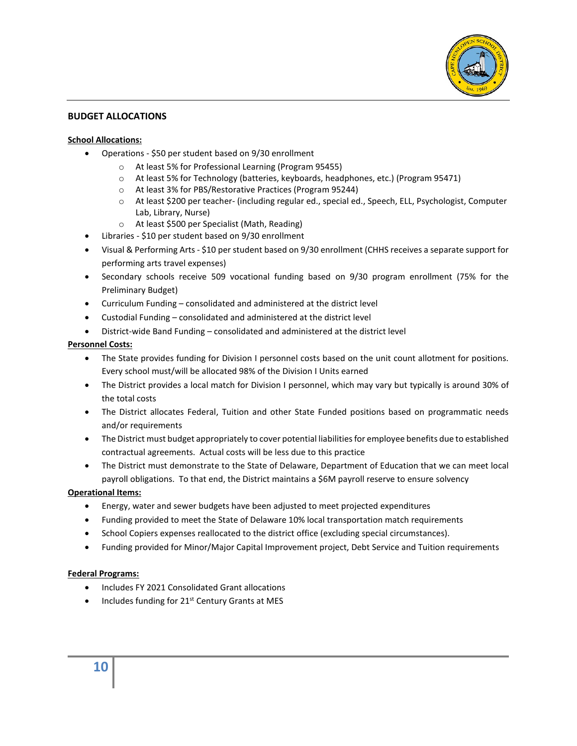## BUDGET ALLOCATIONS

**School Allocations:**

- Operations - $50 per student based on 9/30 enrollment
  - At least 5% for Professional Learning (Program 95455)
  - At least 5% for Technology (batteries, keyboards, headphones, etc.) (Program 95471)
  - At least 3% for PBS/Restorative Practices (Program 95244)
  - At least $200 per teacher- (including regular ed., special ed., Speech, ELL, Psychologist, Computer Lab, Library, Nurse)
  - At least $500 per Specialist (Math, Reading)
- Libraries - $10 per student based on 9/30 enrollment
- Visual & Performing Arts - $10 per student based on 9/30 enrollment (CHHS receives a separate support for performing arts travel expenses)
- Secondary schools receive 509 vocational funding based on 9/30 program enrollment (75% for the Preliminary Budget)
- Curriculum Funding – consolidated and administered at the district level
- Custodial Funding – consolidated and administered at the district level
- District-wide Band Funding – consolidated and administered at the district level

**Personnel Costs:**

- The State provides funding for Division I personnel costs based on the unit count allotment for positions. Every school must/will be allocated 98% of the Division I Units earned
- The District provides a local match for Division I personnel, which may vary but typically is around 30% of the total costs
- The District allocates Federal, Tuition and other State Funded positions based on programmatic needs and/or requirements
- The District must budget appropriately to cover potential liabilities for employee benefits due to established contractual agreements. Actual costs will be less due to this practice
- The District must demonstrate to the State of Delaware, Department of Education that we can meet local payroll obligations. To that end, the District maintains a $6M payroll reserve to ensure solvency

**Operational Items:**

- Energy, water and sewer budgets have been adjusted to meet projected expenditures
- Funding provided to meet the State of Delaware 10% local transportation match requirements
- School Copiers expenses reallocated to the district office (excluding special circumstances).
- Funding provided for Minor/Major Capital Improvement project, Debt Service and Tuition requirements

**Federal Programs:**

- Includes FY 2021 Consolidated Grant allocations
- Includes funding for 21st Century Grants at MES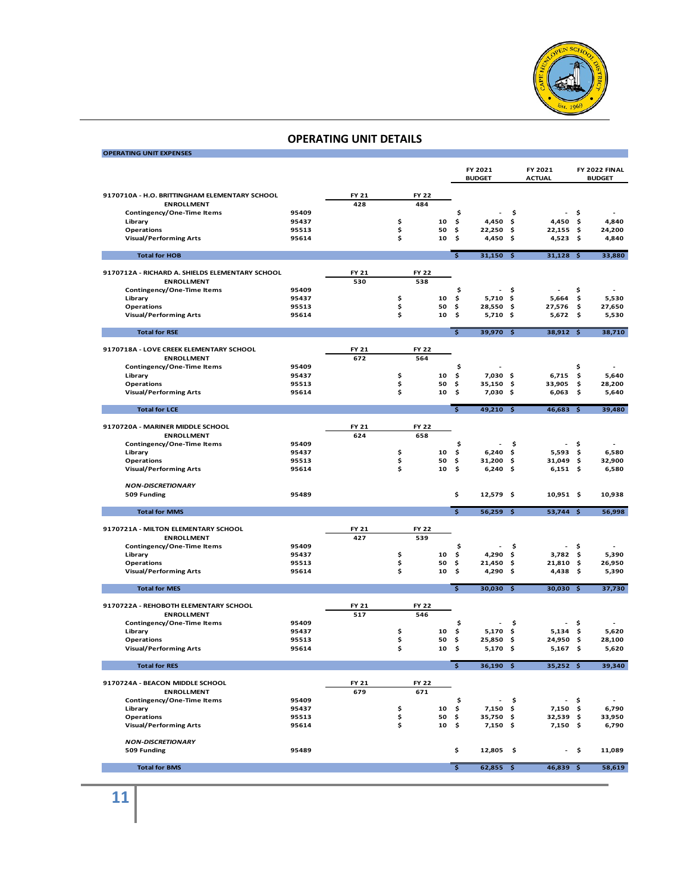## OPERATING UNIT DETAILS

**OPERATING UNIT EXPENSES**

| | | FY 21 | FY 22 | | FY 2021 BUDGET | FY 2021 ACTUAL | FY 2022 FINAL BUDGET |
|---|---|---|---|---|---|---|---|
| **9170710A - H.O. BRITTINGHAM ELEMENTARY SCHOOL** | | | | | | | |
| ENROLLMENT | | 428 | 484 | | | | |
| Contingency/One-Time Items | 95409 | | | | $ - | $ - | $ - |
| Library | 95437 | | | $ 10 | $ 4,450 | $ 4,450 | $ 4,840 |
| Operations | 95513 | | | $ 50 | $ 22,250 | $ 22,155 | $ 24,200 |
| Visual/Performing Arts | 95614 | | | $ 10 | $ 4,450 | $ 4,523 | $ 4,840 |
| **Total for HOB** | | | | | **$ 31,150** | **$ 31,128** | **$ 33,880** |
| **9170712A - RICHARD A. SHIELDS ELEMENTARY SCHOOL** | | | | | | | |
| ENROLLMENT | | 530 | 538 | | | | |
| Contingency/One-Time Items | 95409 | | | | $ - | $ - | $ - |
| Library | 95437 | | | $ 10 | $ 5,710 | $ 5,664 | $ 5,530 |
| Operations | 95513 | | | $ 50 | $ 28,550 | $ 27,576 | $ 27,650 |
| Visual/Performing Arts | 95614 | | | $ 10 | $ 5,710 | $ 5,672 | $ 5,530 |
| **Total for RSE** | | | | | **$ 39,970** | **$ 38,912** | **$ 38,710** |
| **9170718A - LOVE CREEK ELEMENTARY SCHOOL** | | | | | | | |
| ENROLLMENT | | 672 | 564 | | | | |
| Contingency/One-Time Items | 95409 | | | | $ - | | $ - |
| Library | 95437 | | | $ 10 | $ 7,030 | $ 6,715 | $ 5,640 |
| Operations | 95513 | | | $ 50 | $ 35,150 | $ 33,905 | $ 28,200 |
| Visual/Performing Arts | 95614 | | | $ 10 | $ 7,030 | $ 6,063 | $ 5,640 |
| **Total for LCE** | | | | | **$ 49,210** | **$ 46,683** | **$ 39,480** |
| **9170720A - MARINER MIDDLE SCHOOL** | | | | | | | |
| ENROLLMENT | | 624 | 658 | | | | |
| Contingency/One-Time Items | 95409 | | | | $ - | $ - | $ - |
| Library | 95437 | | | $ 10 | $ 6,240 | $ 5,593 | $ 6,580 |
| Operations | 95513 | | | $ 50 | $ 31,200 | $ 31,049 | $ 32,900 |
| Visual/Performing Arts | 95614 | | | $ 10 | $ 6,240 | $ 6,151 | $ 6,580 |
| ***NON-DISCRETIONARY*** | | | | | | | |
| 509 Funding | 95489 | | | | $ 12,579 | $ 10,951 | $ 10,938 |
| **Total for MMS** | | | | | **$ 56,259** | **$ 53,744** | **$ 56,998** |
| **9170721A - MILTON ELEMENTARY SCHOOL** | | | | | | | |
| ENROLLMENT | | 427 | 539 | | | | |
| Contingency/One-Time Items | 95409 | | | | $ - | $ - | $ - |
| Library | 95437 | | | $ 10 | $ 4,290 | $ 3,782 | $ 5,390 |
| Operations | 95513 | | | $ 50 | $ 21,450 | $ 21,810 | $ 26,950 |
| Visual/Performing Arts | 95614 | | | $ 10 | $ 4,290 | $ 4,438 | $ 5,390 |
| **Total for MES** | | | | | **$ 30,030** | **$ 30,030** | **$ 37,730** |
| **9170722A - REHOBOTH ELEMENTARY SCHOOL** | | | | | | | |
| ENROLLMENT | | 517 | 546 | | | | |
| Contingency/One-Time Items | 95409 | | | | $ - | $ - | $ - |
| Library | 95437 | | | $ 10 | $ 5,170 | $ 5,134 | $ 5,620 |
| Operations | 95513 | | | $ 50 | $ 25,850 | $ 24,950 | $ 28,100 |
| Visual/Performing Arts | 95614 | | | $ 10 | $ 5,170 | $ 5,167 | $ 5,620 |
| **Total for RES** | | | | | **$ 36,190** | **$ 35,252** | **$ 39,340** |
| **9170724A - BEACON MIDDLE SCHOOL** | | | | | | | |
| ENROLLMENT | | 679 | 671 | | | | |
| Contingency/One-Time Items | 95409 | | | | $ - | $ - | $ - |
| Library | 95437 | | | $ 10 | $ 7,150 | $ 7,150 | $ 6,790 |
| Operations | 95513 | | | $ 50 | $ 35,750 | $ 32,539 | $ 33,950 |
| Visual/Performing Arts | 95614 | | | $ 10 | $ 7,150 | $ 7,150 | $ 6,790 |
| ***NON-DISCRETIONARY*** | | | | | | | |
| 509 Funding | 95489 | | | | $ 12,805 | $ - | $ 11,089 |
| **Total for BMS** | | | | | **$ 62,855** | **$ 46,839** | **$ 58,619** |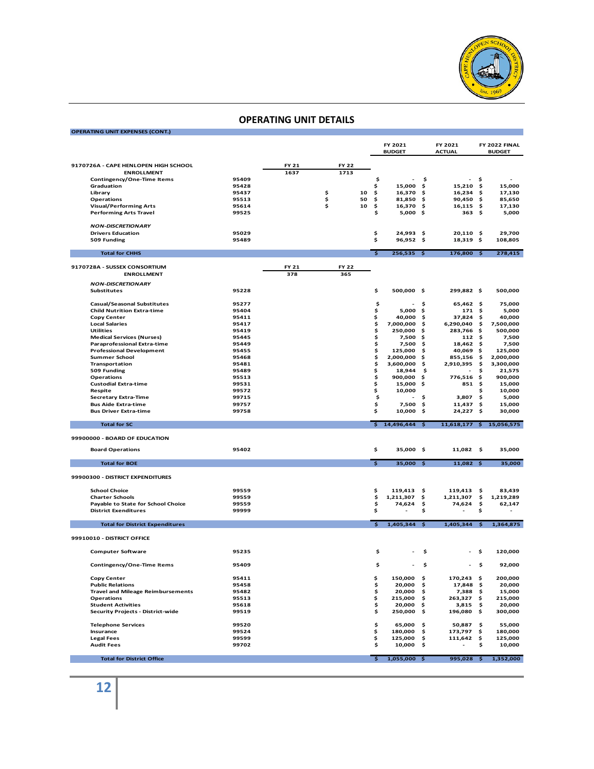# OPERATING UNIT DETAILS

**OPERATING UNIT EXPENSES (CONT.)**

| | | | | FY 2021 BUDGET | FY 2021 ACTUAL | FY 2022 FINAL BUDGET |
|---|---|---|---|---|---|---|
| **9170726A - CAPE HENLOPEN HIGH SCHOOL** | | FY 21 | FY 22 | | | |
| **ENROLLMENT** | | 1637 | 1713 | | | |
| Contingency/One-Time Items | 95409 | | | $ - | $ - | $ - |
| Graduation | 95428 | | | $ 15,000 | $ 15,210 | $ 15,000 |
| Library | 95437 | | $ 10 | $ 16,370 | $ 16,234 | $ 17,130 |
| Operations | 95513 | | $ 50 | $ 81,850 | $ 90,450 | $ 85,650 |
| Visual/Performing Arts | 95614 | | $ 10 | $ 16,370 | $ 16,115 | $ 17,130 |
| Performing Arts Travel | 99525 | | | $ 5,000 | $ 363 | $ 5,000 |
| ***NON-DISCRETIONARY*** | | | | | | |
| Drivers Education | 95029 | | | $ 24,993 | $ 20,110 | $ 29,700 |
| 509 Funding | 95489 | | | $ 96,952 | $ 18,319 | $ 108,805 |
| **Total for CHHS** | | | | **$ 256,535** | **$ 176,800** | **$ 278,415** |
| **9170728A - SUSSEX CONSORTIUM** | | FY 21 | FY 22 | | | |
| **ENROLLMENT** | | 378 | 365 | | | |
| ***NON-DISCRETIONARY*** | | | | | | |
| Substitutes | 95228 | | | $ 500,000 | $ 299,882 | $ 500,000 |
| Casual/Seasonal Substitutes | 95277 | | | $ - | $ 65,462 | $ 75,000 |
| Child Nutrition Extra-time | 95404 | | | $ 5,000 | $ 171 | $ 5,000 |
| Copy Center | 95411 | | | $ 40,000 | $ 37,824 | $ 40,000 |
| Local Salaries | 95417 | | | $ 7,000,000 | $ 6,290,040 | $ 7,500,000 |
| Utilities | 95419 | | | $ 250,000 | $ 283,766 | $ 500,000 |
| Medical Services (Nurses) | 95445 | | | $ 7,500 | $ 112 | $ 7,500 |
| Paraprofessional Extra-time | 95449 | | | $ 7,500 | $ 18,462 | $ 7,500 |
| Professional Development | 95455 | | | $ 125,000 | $ 40,069 | $ 125,000 |
| Summer School | 95468 | | | $ 2,000,000 | $ 855,156 | $ 2,000,000 |
| Transportation | 95481 | | | $ 3,600,000 | $ 2,910,395 | $ 3,300,000 |
| 509 Funding | 95489 | | | $ 18,944 | $ - | $ 21,575 |
| Operations | 95513 | | | $ 900,000 | $ 776,516 | $ 900,000 |
| Custodial Extra-time | 99531 | | | $ 15,000 | $ 851 | $ 15,000 |
| Respite | 99572 | | | $ 10,000 | | $ 10,000 |
| Secretary Extra-Time | 99715 | | | $ - | $ 3,807 | $ 5,000 |
| Bus Aide Extra-time | 99757 | | | $ 7,500 | $ 11,437 | $ 15,000 |
| Bus Driver Extra-time | 99758 | | | $ 10,000 | $ 24,227 | $ 30,000 |
| **Total for SC** | | | | **$ 14,496,444** | **$ 11,618,177** | **$ 15,056,575** |
| **99900000 - BOARD OF EDUCATION** | | | | | | |
| Board Operations | 95402 | | | $ 35,000 | $ 11,082 | $ 35,000 |
| **Total for BOE** | | | | **$ 35,000** | **$ 11,082** | **$ 35,000** |
| **99900300 - DISTRICT EXPENDITURES** | | | | | | |
| School Choice | 99559 | | | $ 119,413 | $ 119,413 | $ 83,439 |
| Charter Schools | 99559 | | | $ 1,211,307 | $ 1,211,307 | $ 1,219,289 |
| Payable to State for School Choice | 99559 | | | $ 74,624 | $ 74,624 | $ 62,147 |
| District Exenditures | 99999 | | | $ - | $ - | $ - |
| **Total for District Expenditures** | | | | **$ 1,405,344** | **$ 1,405,344** | **$ 1,364,875** |
| **99910010 - DISTRICT OFFICE** | | | | | | |
| Computer Software | 95235 | | | $ - | $ - | $ 120,000 |
| Contingency/One-Time Items | 95409 | | | $ - | $ - | $ 92,000 |
| Copy Center | 95411 | | | $ 150,000 | $ 170,243 | $ 200,000 |
| Public Relations | 95458 | | | $ 20,000 | $ 17,848 | $ 20,000 |
| Travel and Mileage Reimbursements | 95482 | | | $ 20,000 | $ 7,388 | $ 15,000 |
| Operations | 95513 | | | $ 215,000 | $ 263,327 | $ 215,000 |
| Student Activities | 95618 | | | $ 20,000 | $ 3,815 | $ 20,000 |
| Security Projects - District-wide | 99519 | | | $ 250,000 | $ 196,080 | $ 300,000 |
| Telephone Services | 99520 | | | $ 65,000 | $ 50,887 | $ 55,000 |
| Insurance | 99524 | | | $ 180,000 | $ 173,797 | $ 180,000 |
| Legal Fees | 99599 | | | $ 125,000 | $ 111,642 | $ 125,000 |
| Audit Fees | 99702 | | | $ 10,000 | $ - | $ 10,000 |
| **Total for District Office** | | | | **$ 1,055,000** | **$ 995,028** | **$ 1,352,000** |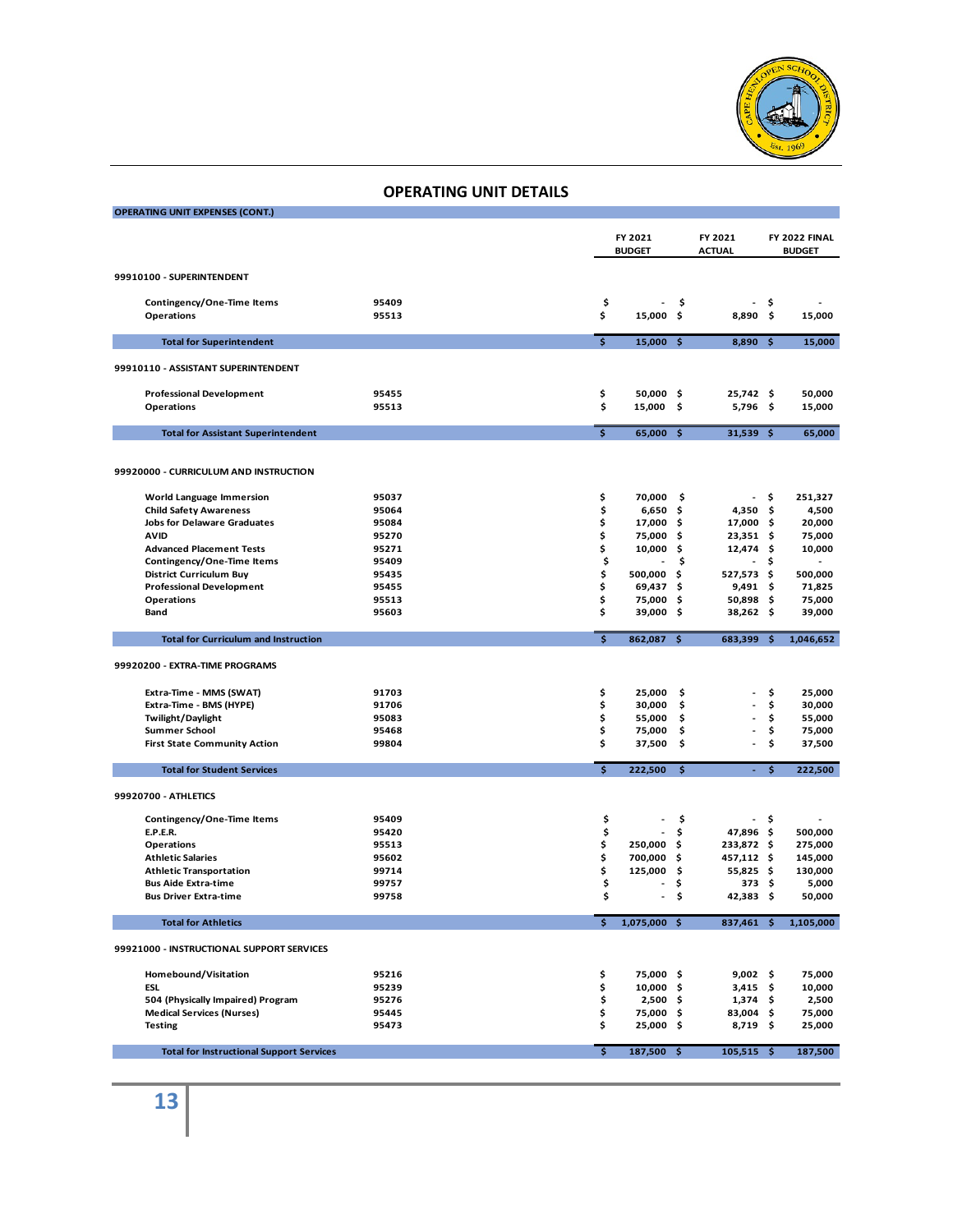## OPERATING UNIT DETAILS

**OPERATING UNIT EXPENSES (CONT.)**

| | | FY 2021 BUDGET | FY 2021 ACTUAL | FY 2022 FINAL BUDGET |
|---|---|---|---|---|
| **99910100 - SUPERINTENDENT** | | | | |
| Contingency/One-Time Items | 95409 | $ - | $ - | $ - |
| Operations | 95513 | $ 15,000 | $ 8,890 | $ 15,000 |
| **Total for Superintendent** | | **$ 15,000** | **$ 8,890** | **$ 15,000** |
| **99910110 - ASSISTANT SUPERINTENDENT** | | | | |
| Professional Development | 95455 | $ 50,000 | $ 25,742 | $ 50,000 |
| Operations | 95513 | $ 15,000 | $ 5,796 | $ 15,000 |
| **Total for Assistant Superintendent** | | **$ 65,000** | **$ 31,539** | **$ 65,000** |
| **99920000 - CURRICULUM AND INSTRUCTION** | | | | |
| World Language Immersion | 95037 | $ 70,000 | $ - | $ 251,327 |
| Child Safety Awareness | 95064 | $ 6,650 | $ 4,350 | $ 4,500 |
| Jobs for Delaware Graduates | 95084 | $ 17,000 | $ 17,000 | $ 20,000 |
| AVID | 95270 | $ 75,000 | $ 23,351 | $ 75,000 |
| Advanced Placement Tests | 95271 | $ 10,000 | $ 12,474 | $ 10,000 |
| Contingency/One-Time Items | 95409 | $ - | $ - | $ - |
| District Curriculum Buy | 95435 | $ 500,000 | $ 527,573 | $ 500,000 |
| Professional Development | 95455 | $ 69,437 | $ 9,491 | $ 71,825 |
| Operations | 95513 | $ 75,000 | $ 50,898 | $ 75,000 |
| Band | 95603 | $ 39,000 | $ 38,262 | $ 39,000 |
| **Total for Curriculum and Instruction** | | **$ 862,087** | **$ 683,399** | **$ 1,046,652** |
| **99920200 - EXTRA-TIME PROGRAMS** | | | | |
| Extra-Time - MMS (SWAT) | 91703 | $ 25,000 | $ - | $ 25,000 |
| Extra-Time - BMS (HYPE) | 91706 | $ 30,000 | $ - | $ 30,000 |
| Twilight/Daylight | 95083 | $ 55,000 | $ - | $ 55,000 |
| Summer School | 95468 | $ 75,000 | $ - | $ 75,000 |
| First State Community Action | 99804 | $ 37,500 | $ - | $ 37,500 |
| **Total for Student Services** | | **$ 222,500** | **$ -** | **$ 222,500** |
| **99920700 - ATHLETICS** | | | | |
| Contingency/One-Time Items | 95409 | $ - | $ - | $ - |
| E.P.E.R. | 95420 | $ - | $ 47,896 | $ 500,000 |
| Operations | 95513 | $ 250,000 | $ 233,872 | $ 275,000 |
| Athletic Salaries | 95602 | $ 700,000 | $ 457,112 | $ 145,000 |
| Athletic Transportation | 99714 | $ 125,000 | $ 55,825 | $ 130,000 |
| Bus Aide Extra-time | 99757 | $ - | $ 373 | $ 5,000 |
| Bus Driver Extra-time | 99758 | $ - | $ 42,383 | $ 50,000 |
| **Total for Athletics** | | **$ 1,075,000** | **$ 837,461** | **$ 1,105,000** |
| **99921000 - INSTRUCTIONAL SUPPORT SERVICES** | | | | |
| Homebound/Visitation | 95216 | $ 75,000 | $ 9,002 | $ 75,000 |
| ESL | 95239 | $ 10,000 | $ 3,415 | $ 10,000 |
| 504 (Physically Impaired) Program | 95276 | $ 2,500 | $ 1,374 | $ 2,500 |
| Medical Services (Nurses) | 95445 | $ 75,000 | $ 83,004 | $ 75,000 |
| Testing | 95473 | $ 25,000 | $ 8,719 | $ 25,000 |
| **Total for Instructional Support Services** | | **$ 187,500** | **$ 105,515** | **$ 187,500** |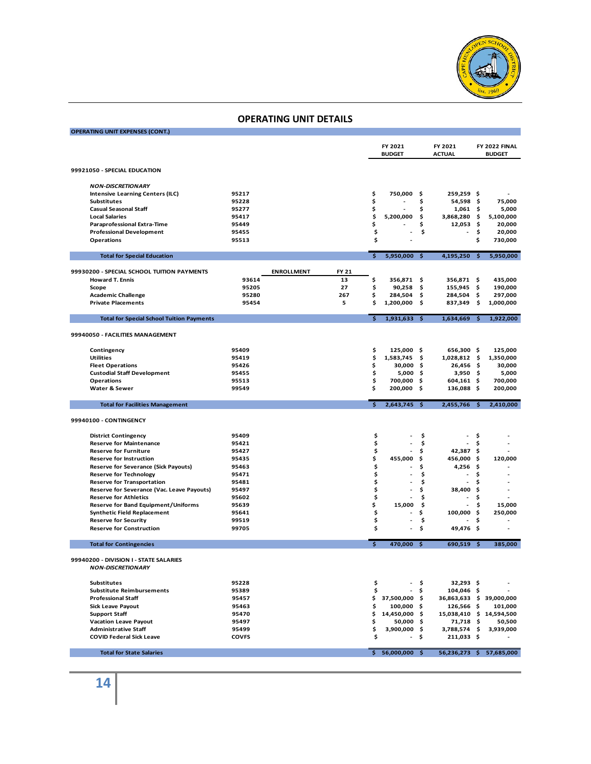## OPERATING UNIT DETAILS

**OPERATING UNIT EXPENSES (CONT.)**

| | | | | FY 2021 BUDGET | FY 2021 ACTUAL | FY 2022 FINAL BUDGET |
|---|---|---|---|---|---|---|
| **99921050 - SPECIAL EDUCATION** | | | | | | |
| ***NON-DISCRETIONARY*** | | | | | | |
| Intensive Learning Centers (ILC) | 95217 | | | $ 750,000 | $ 259,259 | $ - |
| Substitutes | 95228 | | | $ - | $ 54,598 | $ 75,000 |
| Casual Seasonal Staff | 95277 | | | $ - | $ 1,061 | $ 5,000 |
| Local Salaries | 95417 | | | $ 5,200,000 | $ 3,868,280 | $ 5,100,000 |
| Paraprofessional Extra-Time | 95449 | | | $ - | $ 12,053 | $ 20,000 |
| Professional Development | 95455 | | | $ - | $ - | $ 20,000 |
| Operations | 95513 | | | $ - | | $ 730,000 |
| **Total for Special Education** | | | | **$ 5,950,000** | **$ 4,195,250** | **$ 5,950,000** |
| **99930200 - SPECIAL SCHOOL TUITION PAYMENTS** | | **ENROLLMENT** | **FY 21** | | | |
| Howard T. Ennis | 93614 | | 13 | $ 356,871 | $ 356,871 | $ 435,000 |
| Scope | 95205 | | 27 | $ 90,258 | $ 155,945 | $ 190,000 |
| Academic Challenge | 95280 | | 267 | $ 284,504 | $ 284,504 | $ 297,000 |
| Private Placements | 95454 | | 5 | $ 1,200,000 | $ 837,349 | $ 1,000,000 |
| **Total for Special School Tuition Payments** | | | | **$ 1,931,633** | **$ 1,634,669** | **$ 1,922,000** |
| **99940050 - FACILITIES MANAGEMENT** | | | | | | |
| Contingency | 95409 | | | $ 125,000 | $ 656,300 | $ 125,000 |
| Utilities | 95419 | | | $ 1,583,745 | $ 1,028,812 | $ 1,350,000 |
| Fleet Operations | 95426 | | | $ 30,000 | $ 26,456 | $ 30,000 |
| Custodial Staff Development | 95455 | | | $ 5,000 | $ 3,950 | $ 5,000 |
| Operations | 95513 | | | $ 700,000 | $ 604,161 | $ 700,000 |
| Water & Sewer | 99549 | | | $ 200,000 | $ 136,088 | $ 200,000 |
| **Total for Facilities Management** | | | | **$ 2,643,745** | **$ 2,455,766** | **$ 2,410,000** |
| **99940100 - CONTINGENCY** | | | | | | |
| District Contingency | 95409 | | | $ - | $ - | $ - |
| Reserve for Maintenance | 95421 | | | $ - | $ - | $ - |
| Reserve for Furniture | 95427 | | | $ - | $ 42,387 | $ - |
| Reserve for Instruction | 95435 | | | $ 455,000 | $ 456,000 | $ 120,000 |
| Reserve for Severance (Sick Payouts) | 95463 | | | $ - | $ 4,256 | $ - |
| Reserve for Technology | 95471 | | | $ - | $ - | $ - |
| Reserve for Transportation | 95481 | | | $ - | $ - | $ - |
| Reserve for Severance (Vac. Leave Payouts) | 95497 | | | $ - | $ 38,400 | $ - |
| Reserve for Athletics | 95602 | | | $ - | $ - | $ - |
| Reserve for Band Equipment/Uniforms | 95639 | | | $ 15,000 | $ - | $ 15,000 |
| Synthetic Field Replacement | 95641 | | | $ - | $ 100,000 | $ 250,000 |
| Reserve for Security | 99519 | | | $ - | $ - | $ - |
| Reserve for Construction | 99705 | | | $ - | $ 49,476 | $ - |
| **Total for Contingencies** | | | | **$ 470,000** | **$ 690,519** | **$ 385,000** |
| **99940200 - DIVISION I - STATE SALARIES** | | | | | | |
| ***NON-DISCRETIONARY*** | | | | | | |
| Substitutes | 95228 | | | $ - | $ 32,293 | $ - |
| Substitute Reimbursements | 95389 | | | $ - | $ 104,046 | $ - |
| Professional Staff | 95457 | | | $ 37,500,000 | $ 36,863,633 | $ 39,000,000 |
| Sick Leave Payout | 95463 | | | $ 100,000 | $ 126,566 | $ 101,000 |
| Support Staff | 95470 | | | $ 14,450,000 | $ 15,038,410 | $ 14,594,500 |
| Vacation Leave Payout | 95497 | | | $ 50,000 | $ 71,718 | $ 50,500 |
| Administrative Staff | 95499 | | | $ 3,900,000 | $ 3,788,574 | $ 3,939,000 |
| COVID Federal Sick Leave | COVFS | | | $ - | $ 211,033 | $ - |
| **Total for State Salaries** | | | | **$ 56,000,000** | **$ 56,236,273** | **$ 57,685,000** |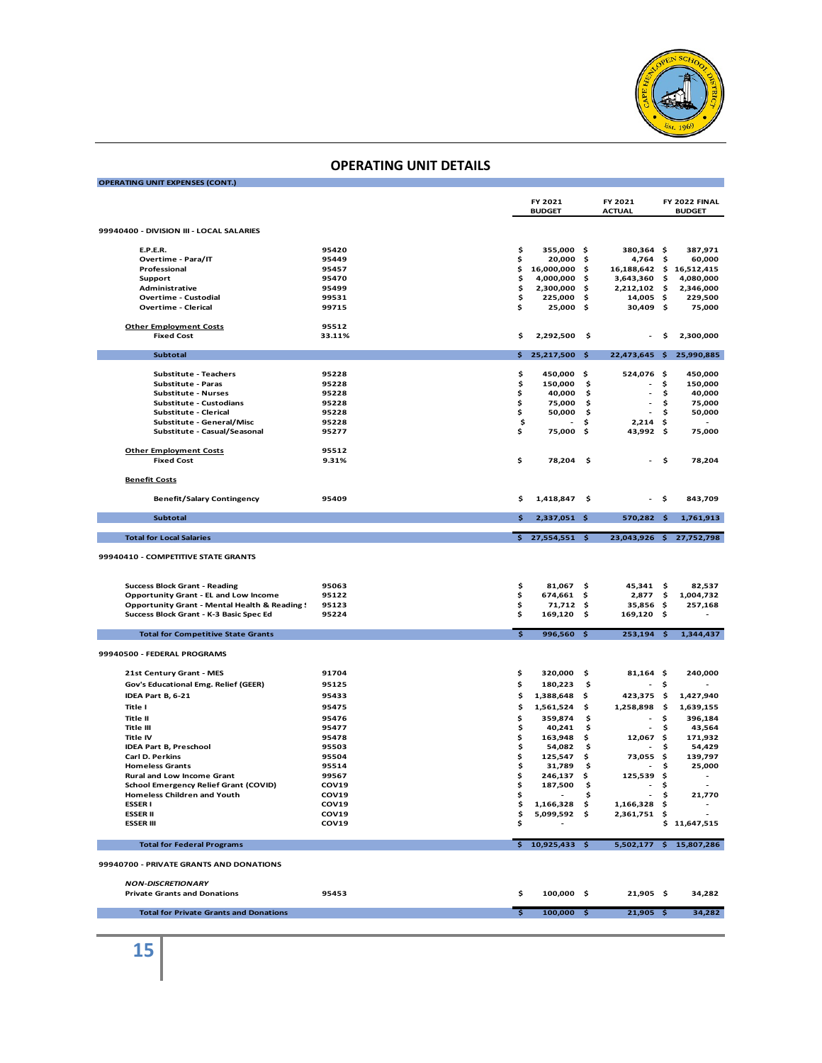# OPERATING UNIT DETAILS

**OPERATING UNIT EXPENSES (CONT.)**

| | | FY 2021 BUDGET | FY 2021 ACTUAL | FY 2022 FINAL BUDGET |
|---|---|---|---|---|
| **99940400 - DIVISION III - LOCAL SALARIES** | | | | |
| E.P.E.R. | 95420 | $ 355,000 | $ 380,364 | $ 387,971 |
| Overtime - Para/IT | 95449 | $ 20,000 | $ 4,764 | $ 60,000 |
| Professional | 95457 | $ 16,000,000 | $ 16,188,642 | $ 16,512,415 |
| Support | 95470 | $ 4,000,000 | $ 3,643,360 | $ 4,080,000 |
| Administrative | 95499 | $ 2,300,000 | $ 2,212,102 | $ 2,346,000 |
| Overtime - Custodial | 99531 | $ 225,000 | $ 14,005 | $ 229,500 |
| Overtime - Clerical | 99715 | $ 25,000 | $ 30,409 | $ 75,000 |
| Other Employment Costs | 95512 | | | |
| Fixed Cost | 33.11% | $ 2,292,500 | $ - | $ 2,300,000 |
| **Subtotal** | | **$ 25,217,500** | **$ 22,473,645** | **$ 25,990,885** |
| Substitute - Teachers | 95228 | $ 450,000 | $ 524,076 | $ 450,000 |
| Substitute - Paras | 95228 | $ 150,000 | $ - | $ 150,000 |
| Substitute - Nurses | 95228 | $ 40,000 | $ - | $ 40,000 |
| Substitute - Custodians | 95228 | $ 75,000 | $ - | $ 75,000 |
| Substitute - Clerical | 95228 | $ 50,000 | $ - | $ 50,000 |
| Substitute - General/Misc | 95228 | $ - | $ 2,214 | $ - |
| Substitute - Casual/Seasonal | 95277 | $ 75,000 | $ 43,992 | $ 75,000 |
| Other Employment Costs | 95512 | | | |
| Fixed Cost | 9.31% | $ 78,204 | $ - | $ 78,204 |
| Benefit Costs | | | | |
| Benefit/Salary Contingency | 95409 | $ 1,418,847 | $ - | $ 843,709 |
| **Subtotal** | | **$ 2,337,051** | **$ 570,282** | **$ 1,761,913** |
| **Total for Local Salaries** | | **$ 27,554,551** | **$ 23,043,926** | **$ 27,752,798** |
| **99940410 - COMPETITIVE STATE GRANTS** | | | | |
| Success Block Grant - Reading | 95063 | $ 81,067 | $ 45,341 | $ 82,537 |
| Opportunity Grant - EL and Low Income | 95122 | $ 674,661 | $ 2,877 | $ 1,004,732 |
| Opportunity Grant - Mental Health & Reading S | 95123 | $ 71,712 | $ 35,856 | $ 257,168 |
| Success Block Grant - K-3 Basic Spec Ed | 95224 | $ 169,120 | $ 169,120 | $ - |
| **Total for Competitive State Grants** | | **$ 996,560** | **$ 253,194** | **$ 1,344,437** |
| **99940500 - FEDERAL PROGRAMS** | | | | |
| 21st Century Grant - MES | 91704 | $ 320,000 | $ 81,164 | $ 240,000 |
| Gov's Educational Emg. Relief (GEER) | 95125 | $ 180,223 | $ - | $ - |
| IDEA Part B, 6-21 | 95433 | $ 1,388,648 | $ 423,375 | $ 1,427,940 |
| Title I | 95475 | $ 1,561,524 | $ 1,258,898 | $ 1,639,155 |
| Title II | 95476 | $ 359,874 | $ - | $ 396,184 |
| Title III | 95477 | $ 40,241 | $ - | $ 43,564 |
| Title IV | 95478 | $ 163,948 | $ 12,067 | $ 171,932 |
| IDEA Part B, Preschool | 95503 | $ 54,082 | $ - | $ 54,429 |
| Carl D. Perkins | 95504 | $ 125,547 | $ 73,055 | $ 139,797 |
| Homeless Grants | 95514 | $ 31,789 | $ - | $ 25,000 |
| Rural and Low Income Grant | 99567 | $ 246,137 | $ 125,539 | $ - |
| School Emergency Relief Grant (COVID) | COV19 | $ 187,500 | $ - | $ - |
| Homeless Children and Youth | COV19 | $ - | $ - | $ 21,770 |
| ESSER I | COV19 | $ 1,166,328 | $ 1,166,328 | $ - |
| ESSER II | COV19 | $ 5,099,592 | $ 2,361,751 | $ - |
| ESSER III | COV19 | $ - | | $ 11,647,515 |
| **Total for Federal Programs** | | **$ 10,925,433** | **$ 5,502,177** | **$ 15,807,286** |
| **99940700 - PRIVATE GRANTS AND DONATIONS** | | | | |
| *NON-DISCRETIONARY* | | | | |
| Private Grants and Donations | 95453 | $ 100,000 | $ 21,905 | $ 34,282 |
| **Total for Private Grants and Donations** | | **$ 100,000** | **$ 21,905** | **$ 34,282** |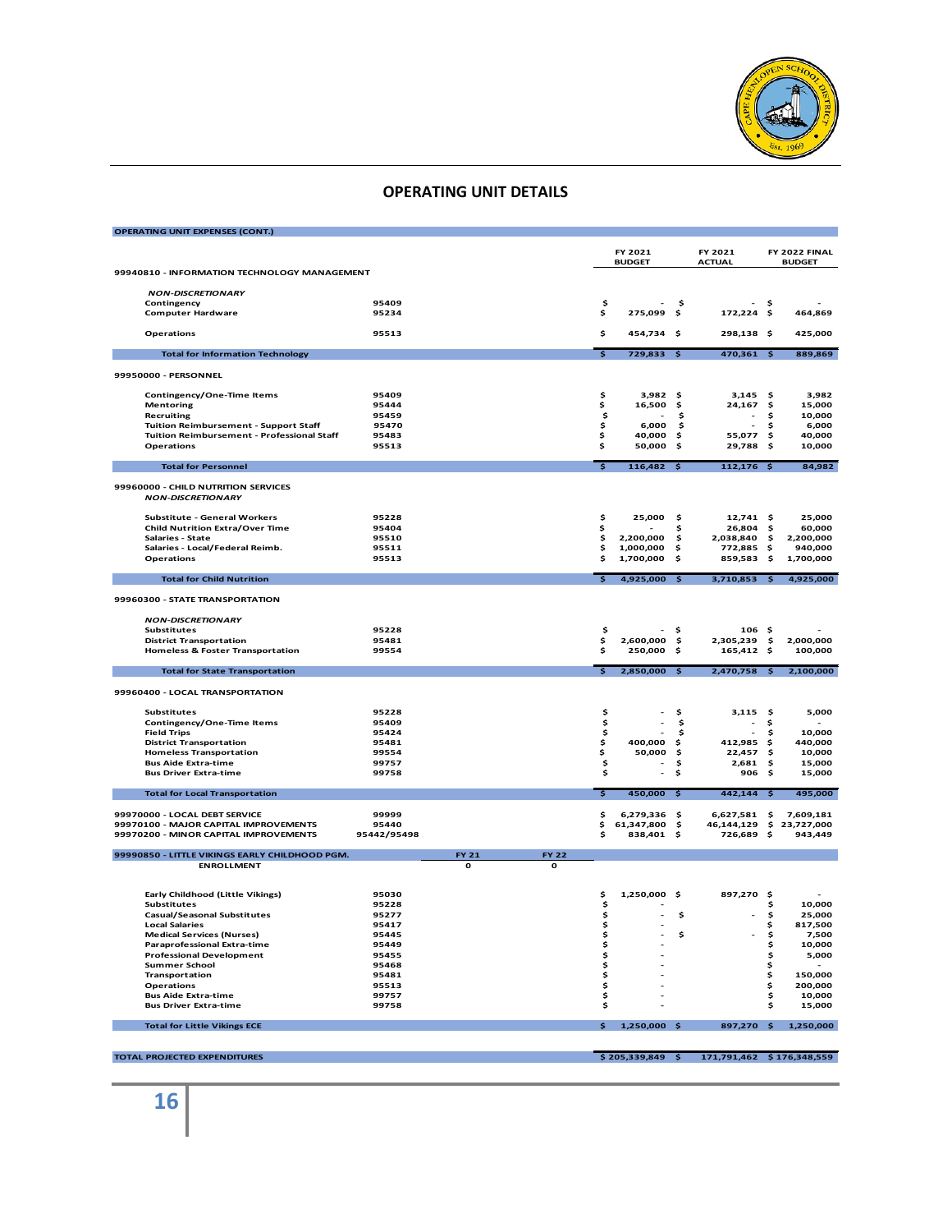## OPERATING UNIT DETAILS

| OPERATING UNIT EXPENSES (CONT.) | | FY 2021 BUDGET | FY 2021 ACTUAL | FY 2022 FINAL BUDGET |
|---|---|---|---|---|
| **99940810 - INFORMATION TECHNOLOGY MANAGEMENT** | | | | |
| ***NON-DISCRETIONARY*** | | | | |
| Contingency | 95409 | $ - | $ - | $ - |
| Computer Hardware | 95234 | $ 275,099 | $ 172,224 | $ 464,869 |
| Operations | 95513 | $ 454,734 | $ 298,138 | $ 425,000 |
| **Total for Information Technology** | | $ 729,833 | $ 470,361 | $ 889,869 |
| **99950000 - PERSONNEL** | | | | |
| Contingency/One-Time Items | 95409 | $ 3,982 | $ 3,145 | $ 3,982 |
| Mentoring | 95444 | $ 16,500 | $ 24,167 | $ 15,000 |
| Recruiting | 95459 | $ - | $ | $ 10,000 |
| Tuition Reimbursement - Support Staff | 95470 | $ 6,000 | $ - | $ 6,000 |
| Tuition Reimbursement - Professional Staff | 95483 | $ 40,000 | $ 55,077 | $ 40,000 |
| Operations | 95513 | $ 50,000 | $ 29,788 | $ 10,000 |
| **Total for Personnel** | | $ 116,482 | $ 112,176 | $ 84,982 |
| **99960000 - CHILD NUTRITION SERVICES** | | | | |
| ***NON-DISCRETIONARY*** | | | | |
| Substitute - General Workers | 95228 | $ 25,000 | $ 12,741 | $ 25,000 |
| Child Nutrition Extra/Over Time | 95404 | $ - | $ 26,804 | $ 60,000 |
| Salaries - State | 95510 | $ 2,200,000 | $ 2,038,840 | $ 2,200,000 |
| Salaries - Local/Federal Reimb. | 95511 | $ 1,000,000 | $ 772,885 | $ 940,000 |
| Operations | 95513 | $ 1,700,000 | $ 859,583 | $ 1,700,000 |
| **Total for Child Nutrition** | | $ 4,925,000 | $ 3,710,853 | $ 4,925,000 |
| **99960300 - STATE TRANSPORTATION** | | | | |
| ***NON-DISCRETIONARY*** | | | | |
| Substitutes | 95228 | $ - | $ 106 | $ - |
| District Transportation | 95481 | $ 2,600,000 | $ 2,305,239 | $ 2,000,000 |
| Homeless & Foster Transportation | 99554 | $ 250,000 | $ 165,412 | $ 100,000 |
| **Total for State Transportation** | | $ 2,850,000 | $ 2,470,758 | $ 2,100,000 |
| **99960400 - LOCAL TRANSPORTATION** | | | | |
| Substitutes | 95228 | $ - | $ 3,115 | $ 5,000 |
| Contingency/One-Time Items | 95409 | $ - | $ | $ - |
| Field Trips | 95424 | $ - | $ - | $ 10,000 |
| District Transportation | 95481 | $ 400,000 | $ 412,985 | $ 440,000 |
| Homeless Transportation | 99554 | $ 50,000 | $ 22,457 | $ 10,000 |
| Bus Aide Extra-time | 99757 | $ - | $ 2,681 | $ 15,000 |
| Bus Driver Extra-time | 99758 | $ - | $ 906 | $ 15,000 |
| **Total for Local Transportation** | | $ 450,000 | $ 442,144 | $ 495,000 |
| **99970000 - LOCAL DEBT SERVICE** | 99999 | $ 6,279,336 | $ 6,627,581 | $ 7,609,181 |
| **99970100 - MAJOR CAPITAL IMPROVEMENTS** | 95440 | $ 61,347,800 | $ 46,144,129 | $ 23,727,000 |
| **99970200 - MINOR CAPITAL IMPROVEMENTS** | 95442/95498 | $ 838,401 | $ 726,689 | $ 943,449 |
| **99990850 - LITTLE VIKINGS EARLY CHILDHOOD PGM.** ENROLLMENT — FY 21: 0, FY 22: 0 | | | | |
| Early Childhood (Little Vikings) | 95030 | $ 1,250,000 | $ 897,270 | $ - |
| Substitutes | 95228 | $ - | | $ 10,000 |
| Casual/Seasonal Substitutes | 95277 | $ - | $ - | $ 25,000 |
| Local Salaries | 95417 | $ - | | $ 817,500 |
| Medical Services (Nurses) | 95445 | $ - | $ - | $ 7,500 |
| Paraprofessional Extra-time | 95449 | $ - | | $ 10,000 |
| Professional Development | 95455 | $ - | | $ 5,000 |
| Summer School | 95468 | $ - | | $ - |
| Transportation | 95481 | $ - | | $ 150,000 |
| Operations | 95513 | $ - | | $ 200,000 |
| Bus Aide Extra-time | 99757 | $ - | | $ 10,000 |
| Bus Driver Extra-time | 99758 | $ - | | $ 15,000 |
| **Total for Little Vikings ECE** | | $ 1,250,000 | $ 897,270 | $ 1,250,000 |
| **TOTAL PROJECTED EXPENDITURES** | | $ 205,339,849 | $ 171,791,462 | $ 176,348,559 |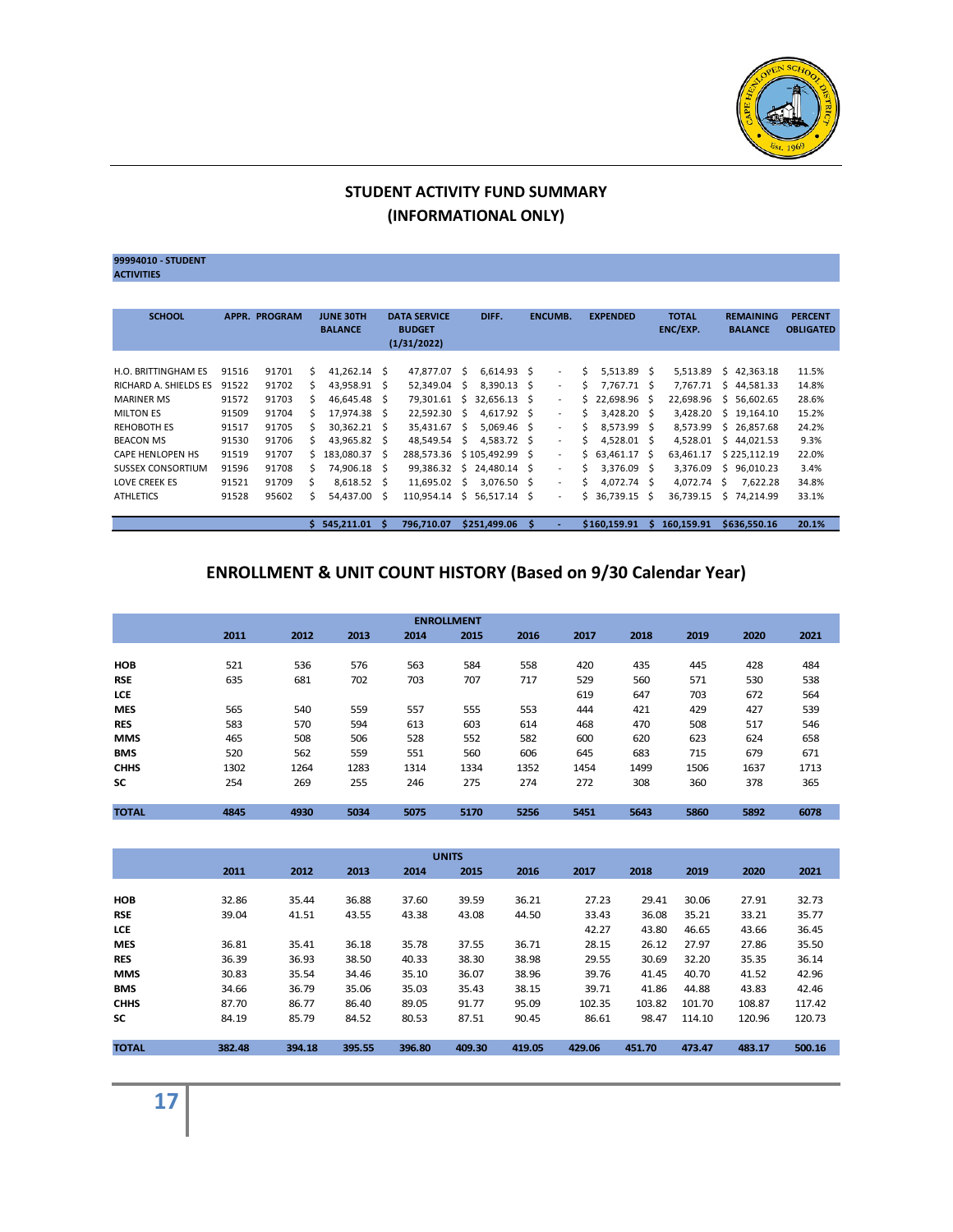## STUDENT ACTIVITY FUND SUMMARY
## (INFORMATIONAL ONLY)

**99994010 - STUDENT ACTIVITIES**

| SCHOOL | APPR. | PROGRAM | JUNE 30TH BALANCE | DATA SERVICE BUDGET (1/31/2022) | DIFF. | ENCUMB. | EXPENDED | TOTAL ENC/EXP. | REMAINING BALANCE | PERCENT OBLIGATED |
|---|---|---|---|---|---|---|---|---|---|---|
| H.O. BRITTINGHAM ES | 91516 | 91701 | $ 41,262.14 | $ 47,877.07 | $ 6,614.93 | $ - | $ 5,513.89 | $ 5,513.89 | $ 42,363.18 | 11.5% |
| RICHARD A. SHIELDS ES | 91522 | 91702 | $ 43,958.91 | $ 52,349.04 | $ 8,390.13 | $ - | $ 7,767.71 | $ 7,767.71 | $ 44,581.33 | 14.8% |
| MARINER MS | 91572 | 91703 | $ 46,645.48 | $ 79,301.61 | $ 32,656.13 | $ - | $ 22,698.96 | $ 22,698.96 | $ 56,602.65 | 28.6% |
| MILTON ES | 91509 | 91704 | $ 17,974.38 | $ 22,592.30 | $ 4,617.92 | $ - | $ 3,428.20 | $ 3,428.20 | $ 19,164.10 | 15.2% |
| REHOBOTH ES | 91517 | 91705 | $ 30,362.21 | $ 35,431.67 | $ 5,069.46 | $ - | $ 8,573.99 | $ 8,573.99 | $ 26,857.68 | 24.2% |
| BEACON MS | 91530 | 91706 | $ 43,965.82 | $ 48,549.54 | $ 4,583.72 | $ - | $ 4,528.01 | $ 4,528.01 | $ 44,021.53 | 9.3% |
| CAPE HENLOPEN HS | 91519 | 91707 | $ 183,080.37 | $ 288,573.36 | $ 105,492.99 | $ - | $ 63,461.17 | $ 63,461.17 | $ 225,112.19 | 22.0% |
| SUSSEX CONSORTIUM | 91596 | 91708 | $ 74,906.18 | $ 99,386.32 | $ 24,480.14 | $ - | $ 3,376.09 | $ 3,376.09 | $ 96,010.23 | 3.4% |
| LOVE CREEK ES | 91521 | 91709 | $ 8,618.52 | $ 11,695.02 | $ 3,076.50 | $ - | $ 4,072.74 | $ 4,072.74 | $ 7,622.28 | 34.8% |
| ATHLETICS | 91528 | 95602 | $ 54,437.00 | $ 110,954.14 | $ 56,517.14 | $ - | $ 36,739.15 | $ 36,739.15 | $ 74,214.99 | 33.1% |
| | | | $ 545,211.01 | $ 796,710.07 | $251,499.06 | $ - | $160,159.91 | $ 160,159.91 | $636,550.16 | 20.1% |

## ENROLLMENT & UNIT COUNT HISTORY (Based on 9/30 Calendar Year)

| | ENROLLMENT | | | | | | | | | | |
|---|---|---|---|---|---|---|---|---|---|---|---|
| | 2011 | 2012 | 2013 | 2014 | 2015 | 2016 | 2017 | 2018 | 2019 | 2020 | 2021 |
| **HOB** | 521 | 536 | 576 | 563 | 584 | 558 | 420 | 435 | 445 | 428 | 484 |
| **RSE** | 635 | 681 | 702 | 703 | 707 | 717 | 529 | 560 | 571 | 530 | 538 |
| **LCE** | | | | | | | 619 | 647 | 703 | 672 | 564 |
| **MES** | 565 | 540 | 559 | 557 | 555 | 553 | 444 | 421 | 429 | 427 | 539 |
| **RES** | 583 | 570 | 594 | 613 | 603 | 614 | 468 | 470 | 508 | 517 | 546 |
| **MMS** | 465 | 508 | 506 | 528 | 552 | 582 | 600 | 620 | 623 | 624 | 658 |
| **BMS** | 520 | 562 | 559 | 551 | 560 | 606 | 645 | 683 | 715 | 679 | 671 |
| **CHHS** | 1302 | 1264 | 1283 | 1314 | 1334 | 1352 | 1454 | 1499 | 1506 | 1637 | 1713 |
| **SC** | 254 | 269 | 255 | 246 | 275 | 274 | 272 | 308 | 360 | 378 | 365 |
| **TOTAL** | 4845 | 4930 | 5034 | 5075 | 5170 | 5256 | 5451 | 5643 | 5860 | 5892 | 6078 |

| | UNITS | | | | | | | | | | |
|---|---|---|---|---|---|---|---|---|---|---|---|
| | 2011 | 2012 | 2013 | 2014 | 2015 | 2016 | 2017 | 2018 | 2019 | 2020 | 2021 |
| **HOB** | 32.86 | 35.44 | 36.88 | 37.60 | 39.59 | 36.21 | 27.23 | 29.41 | 30.06 | 27.91 | 32.73 |
| **RSE** | 39.04 | 41.51 | 43.55 | 43.38 | 43.08 | 44.50 | 33.43 | 36.08 | 35.21 | 33.21 | 35.77 |
| **LCE** | | | | | | | 42.27 | 43.80 | 46.65 | 43.66 | 36.45 |
| **MES** | 36.81 | 35.41 | 36.18 | 35.78 | 37.55 | 36.71 | 28.15 | 26.12 | 27.97 | 27.86 | 35.50 |
| **RES** | 36.39 | 36.93 | 38.50 | 40.33 | 38.30 | 38.98 | 29.55 | 30.69 | 32.20 | 35.35 | 36.14 |
| **MMS** | 30.83 | 35.54 | 34.46 | 35.10 | 36.07 | 38.96 | 39.76 | 41.45 | 40.70 | 41.52 | 42.96 |
| **BMS** | 34.66 | 36.79 | 35.06 | 35.03 | 35.43 | 38.15 | 39.71 | 41.86 | 44.88 | 43.83 | 42.46 |
| **CHHS** | 87.70 | 86.77 | 86.40 | 89.05 | 91.77 | 95.09 | 102.35 | 103.82 | 101.70 | 108.87 | 117.42 |
| **SC** | 84.19 | 85.79 | 84.52 | 80.53 | 87.51 | 90.45 | 86.61 | 98.47 | 114.10 | 120.96 | 120.73 |
| **TOTAL** | 382.48 | 394.18 | 395.55 | 396.80 | 409.30 | 419.05 | 429.06 | 451.70 | 473.47 | 483.17 | 500.16 |